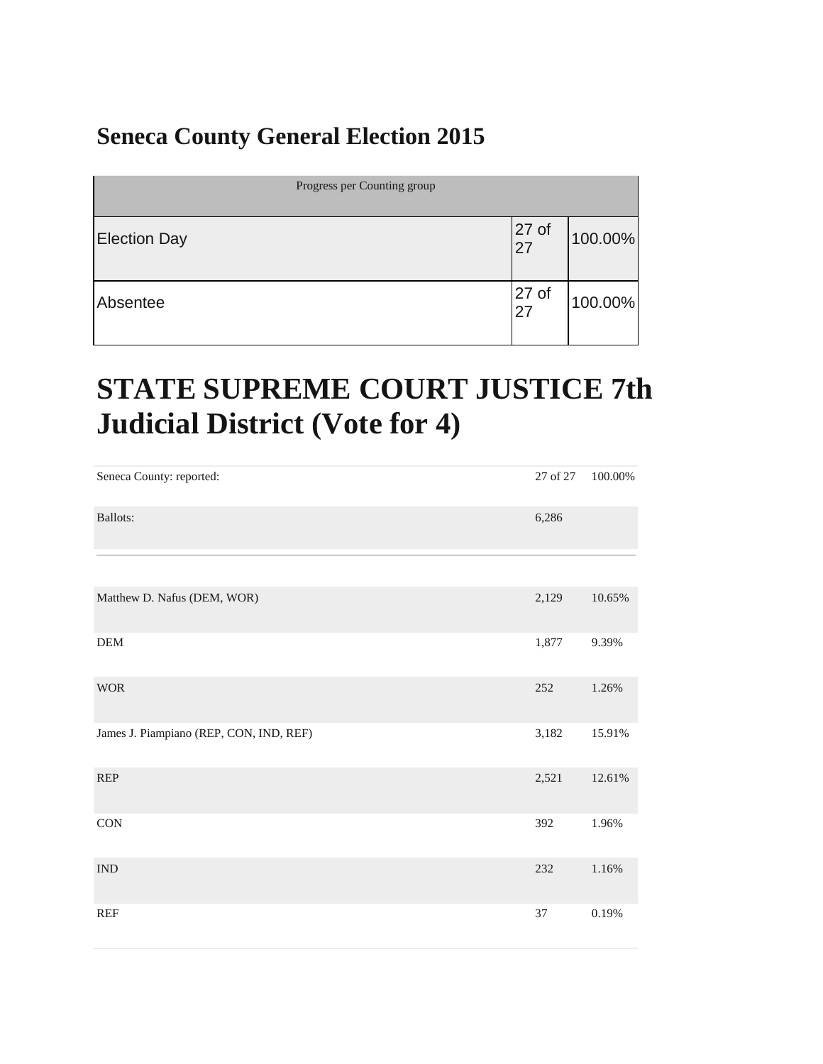## Seneca County General Election 2015

| Progress per Counting group | | |
|---|---|---|
| Election Day | 27 of 27 | 100.00% |
| Absentee | 27 of 27 | 100.00% |

# STATE SUPREME COURT JUSTICE 7th Judicial District (Vote for 4)

| Seneca County: reported: | 27 of 27 | 100.00% |
|---|---|---|
| Ballots: | 6,286 | |

| | | |
|---|---|---|
| Matthew D. Nafus (DEM, WOR) | 2,129 | 10.65% |
| DEM | 1,877 | 9.39% |
| WOR | 252 | 1.26% |
| James J. Piampiano (REP, CON, IND, REF) | 3,182 | 15.91% |
| REP | 2,521 | 12.61% |
| CON | 392 | 1.96% |
| IND | 232 | 1.16% |
| REF | 37 | 0.19% |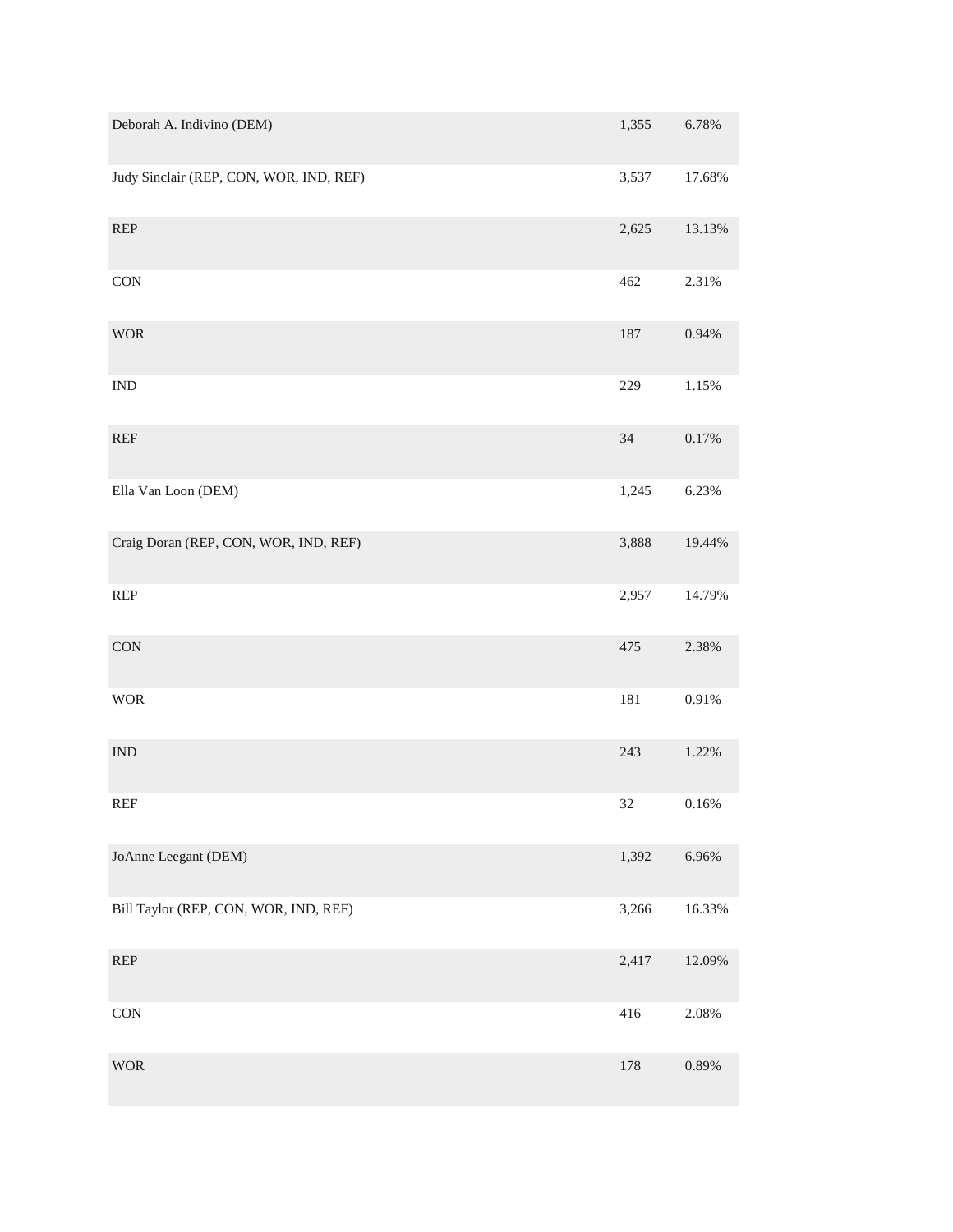| | | |
|---|---|---|
| Deborah A. Indivino (DEM) | 1,355 | 6.78% |
| Judy Sinclair (REP, CON, WOR, IND, REF) | 3,537 | 17.68% |
| REP | 2,625 | 13.13% |
| CON | 462 | 2.31% |
| WOR | 187 | 0.94% |
| IND | 229 | 1.15% |
| REF | 34 | 0.17% |
| Ella Van Loon (DEM) | 1,245 | 6.23% |
| Craig Doran (REP, CON, WOR, IND, REF) | 3,888 | 19.44% |
| REP | 2,957 | 14.79% |
| CON | 475 | 2.38% |
| WOR | 181 | 0.91% |
| IND | 243 | 1.22% |
| REF | 32 | 0.16% |
| JoAnne Leegant (DEM) | 1,392 | 6.96% |
| Bill Taylor (REP, CON, WOR, IND, REF) | 3,266 | 16.33% |
| REP | 2,417 | 12.09% |
| CON | 416 | 2.08% |
| WOR | 178 | 0.89% |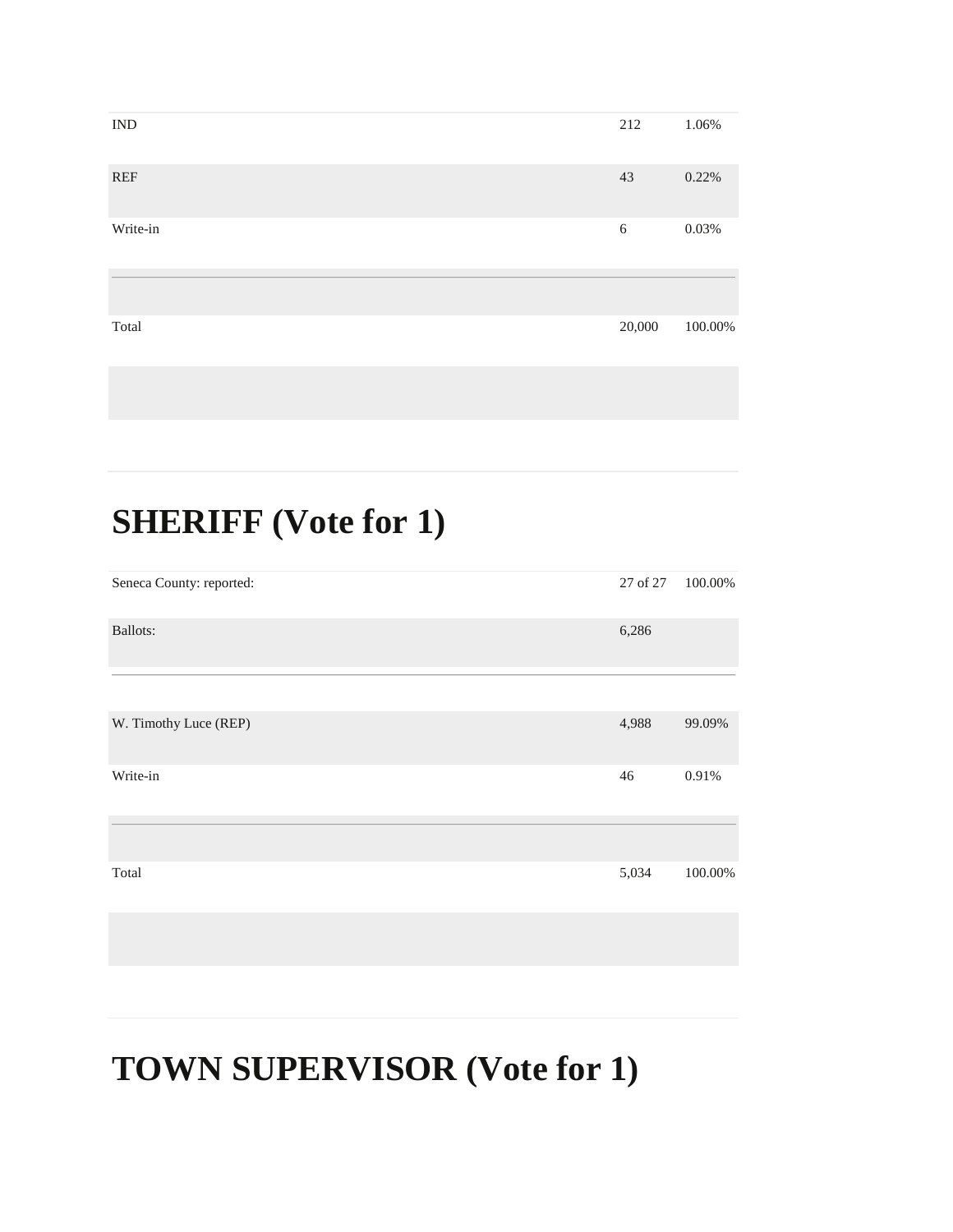| | | |
|---|---|---|
| IND | 212 | 1.06% |
| REF | 43 | 0.22% |
| Write-in | 6 | 0.03% |
| Total | 20,000 | 100.00% |

# SHERIFF (Vote for 1)

| | | |
|---|---|---|
| Seneca County: reported: | 27 of 27 | 100.00% |
| Ballots: | 6,286 | |
| W. Timothy Luce (REP) | 4,988 | 99.09% |
| Write-in | 46 | 0.91% |
| Total | 5,034 | 100.00% |

# TOWN SUPERVISOR (Vote for 1)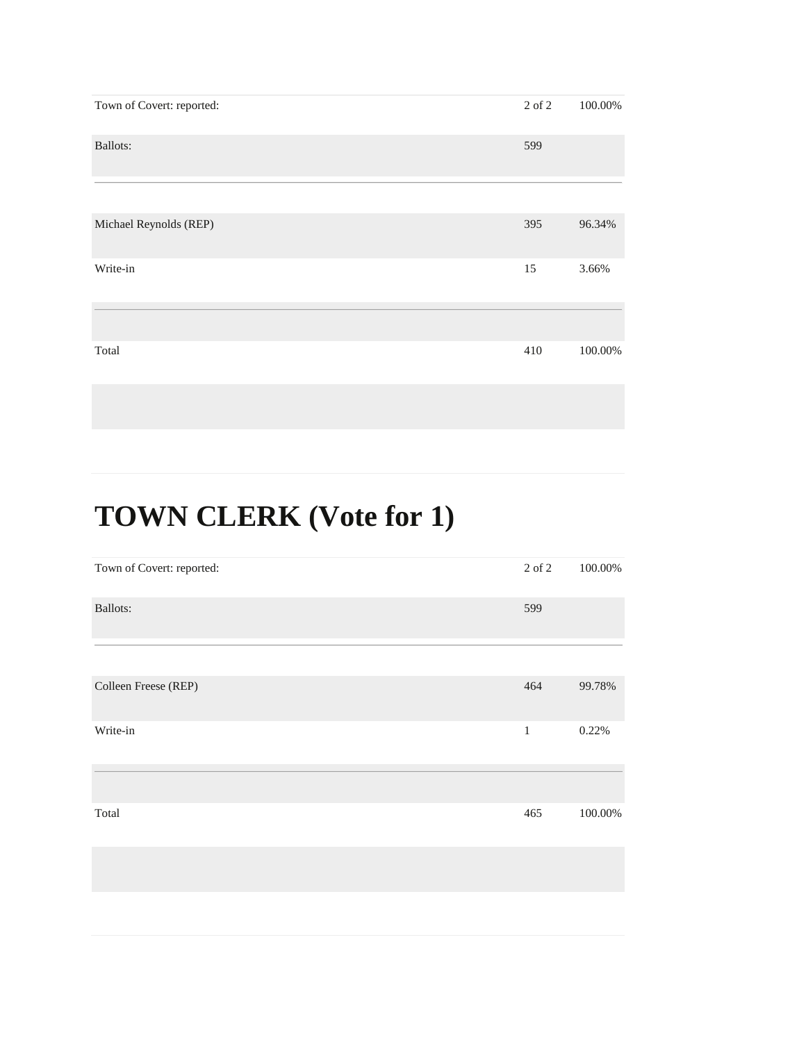| | | |
|---|---|---|
| Town of Covert: reported: | 2 of 2 | 100.00% |
| Ballots: | 599 | |
| Michael Reynolds (REP) | 395 | 96.34% |
| Write-in | 15 | 3.66% |
| Total | 410 | 100.00% |

# TOWN CLERK (Vote for 1)

| | | |
|---|---|---|
| Town of Covert: reported: | 2 of 2 | 100.00% |
| Ballots: | 599 | |
| Colleen Freese (REP) | 464 | 99.78% |
| Write-in | 1 | 0.22% |
| Total | 465 | 100.00% |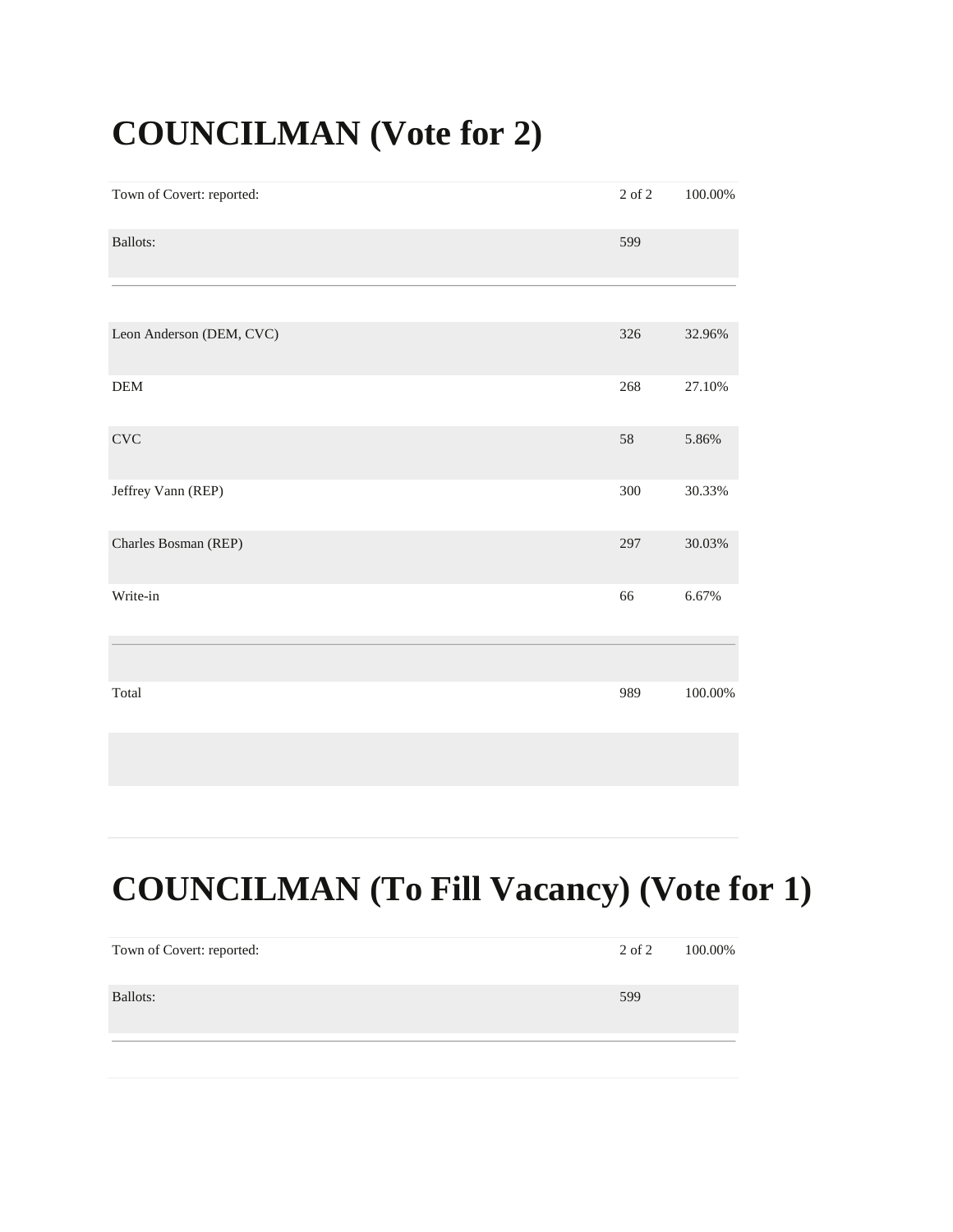# COUNCILMAN (Vote for 2)

| | | |
|---|---|---|
| Town of Covert: reported: | 2 of 2 | 100.00% |
| Ballots: | 599 | |

| | | |
|---|---|---|
| Leon Anderson (DEM, CVC) | 326 | 32.96% |
| DEM | 268 | 27.10% |
| CVC | 58 | 5.86% |
| Jeffrey Vann (REP) | 300 | 30.33% |
| Charles Bosman (REP) | 297 | 30.03% |
| Write-in | 66 | 6.67% |
| Total | 989 | 100.00% |

# COUNCILMAN (To Fill Vacancy) (Vote for 1)

| | | |
|---|---|---|
| Town of Covert: reported: | 2 of 2 | 100.00% |
| Ballots: | 599 | |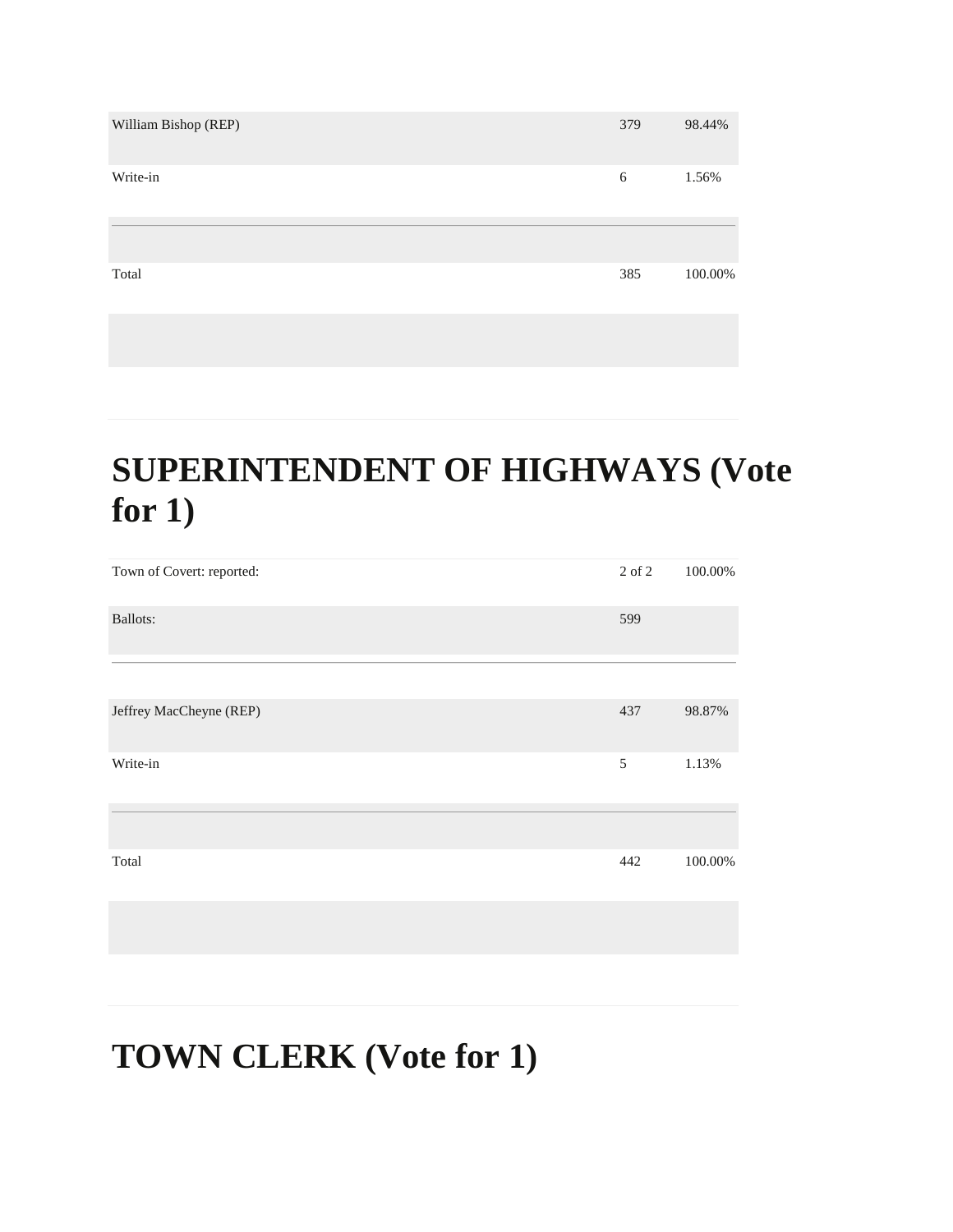| | | |
|---|---|---|
| William Bishop (REP) | 379 | 98.44% |
| Write-in | 6 | 1.56% |
| Total | 385 | 100.00% |

# SUPERINTENDENT OF HIGHWAYS (Vote for 1)

| | | |
|---|---|---|
| Town of Covert: reported: | 2 of 2 | 100.00% |
| Ballots: | 599 | |

| | | |
|---|---|---|
| Jeffrey MacCheyne (REP) | 437 | 98.87% |
| Write-in | 5 | 1.13% |
| Total | 442 | 100.00% |

# TOWN CLERK (Vote for 1)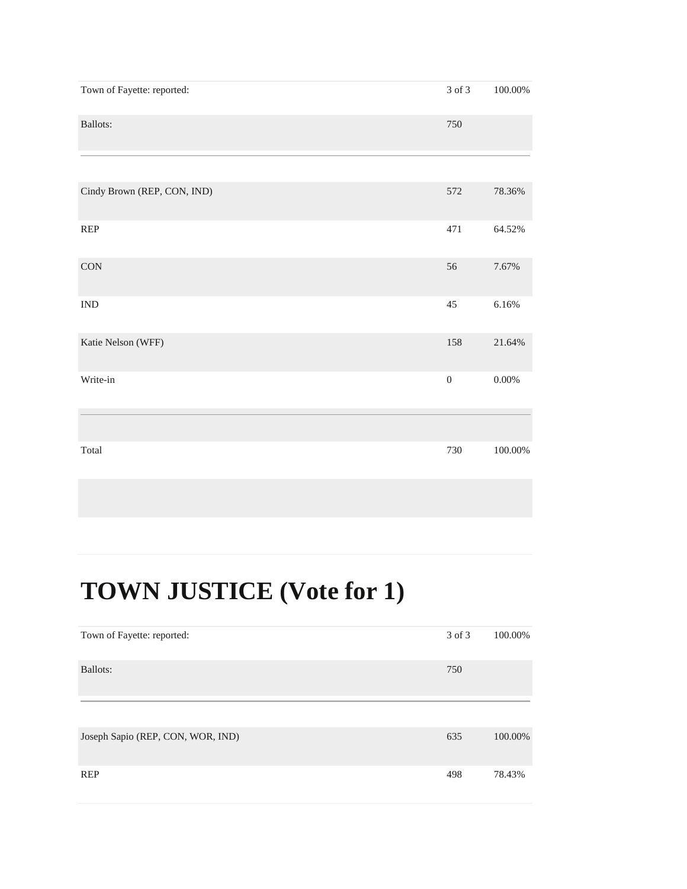| | | |
|---|---|---|
| Town of Fayette: reported: | 3 of 3 | 100.00% |
| Ballots: | 750 | |
| Cindy Brown (REP, CON, IND) | 572 | 78.36% |
| REP | 471 | 64.52% |
| CON | 56 | 7.67% |
| IND | 45 | 6.16% |
| Katie Nelson (WFF) | 158 | 21.64% |
| Write-in | 0 | 0.00% |
| Total | 730 | 100.00% |

# TOWN JUSTICE (Vote for 1)

| | | |
|---|---|---|
| Town of Fayette: reported: | 3 of 3 | 100.00% |
| Ballots: | 750 | |
| Joseph Sapio (REP, CON, WOR, IND) | 635 | 100.00% |
| REP | 498 | 78.43% |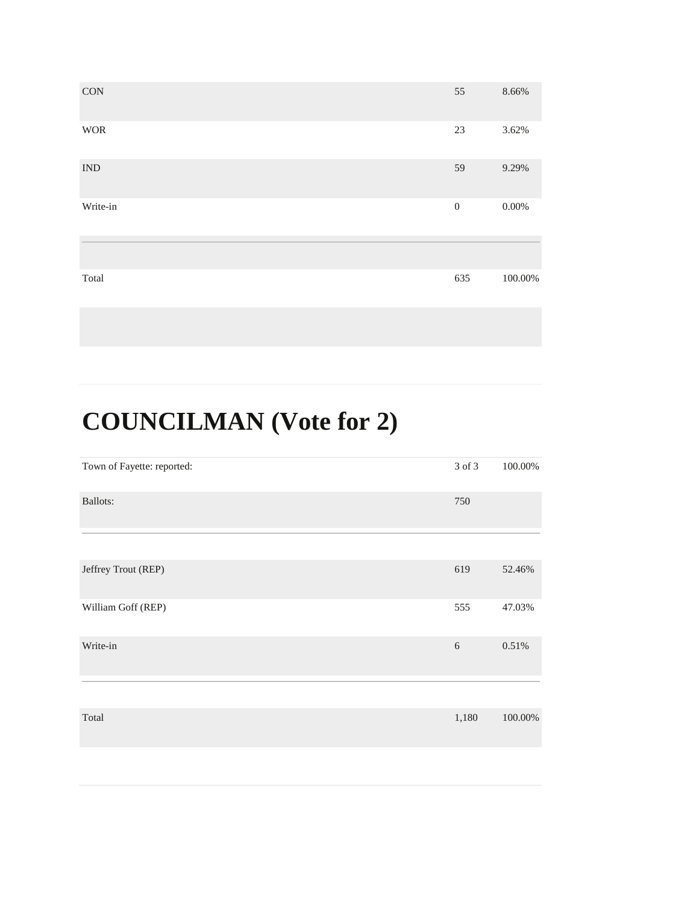| | | |
|---|---|---|
| CON | 55 | 8.66% |
| WOR | 23 | 3.62% |
| IND | 59 | 9.29% |
| Write-in | 0 | 0.00% |
| Total | 635 | 100.00% |

# COUNCILMAN (Vote for 2)

| | | |
|---|---|---|
| Town of Fayette: reported: | 3 of 3 | 100.00% |
| Ballots: | 750 | |

| | | |
|---|---|---|
| Jeffrey Trout (REP) | 619 | 52.46% |
| William Goff (REP) | 555 | 47.03% |
| Write-in | 6 | 0.51% |
| Total | 1,180 | 100.00% |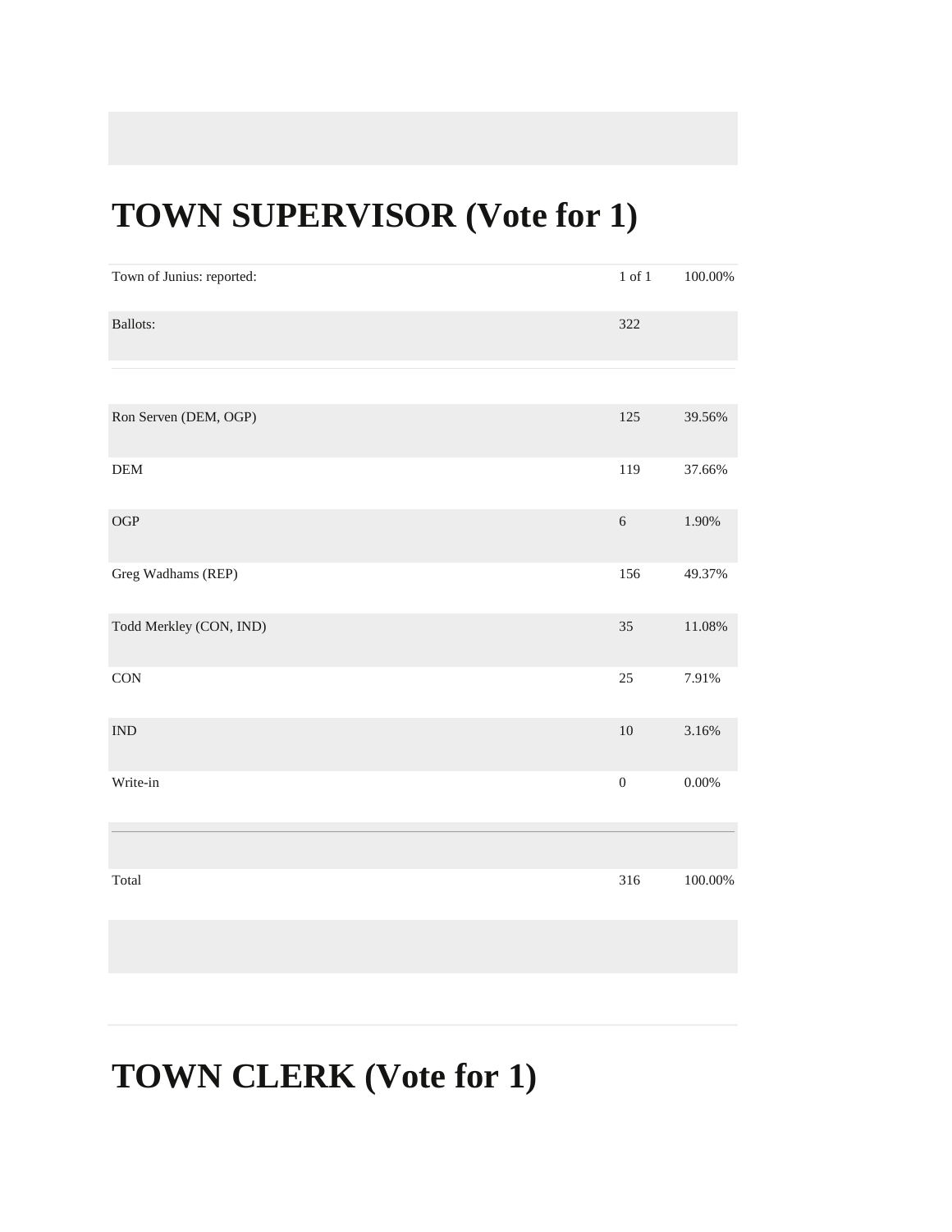# TOWN SUPERVISOR (Vote for 1)

| | | |
|---|---|---|
| Town of Junius: reported: | 1 of 1 | 100.00% |
| Ballots: | 322 | |
| | | |
| Ron Serven (DEM, OGP) | 125 | 39.56% |
| DEM | 119 | 37.66% |
| OGP | 6 | 1.90% |
| Greg Wadhams (REP) | 156 | 49.37% |
| Todd Merkley (CON, IND) | 35 | 11.08% |
| CON | 25 | 7.91% |
| IND | 10 | 3.16% |
| Write-in | 0 | 0.00% |
| | | |
| Total | 316 | 100.00% |

# TOWN CLERK (Vote for 1)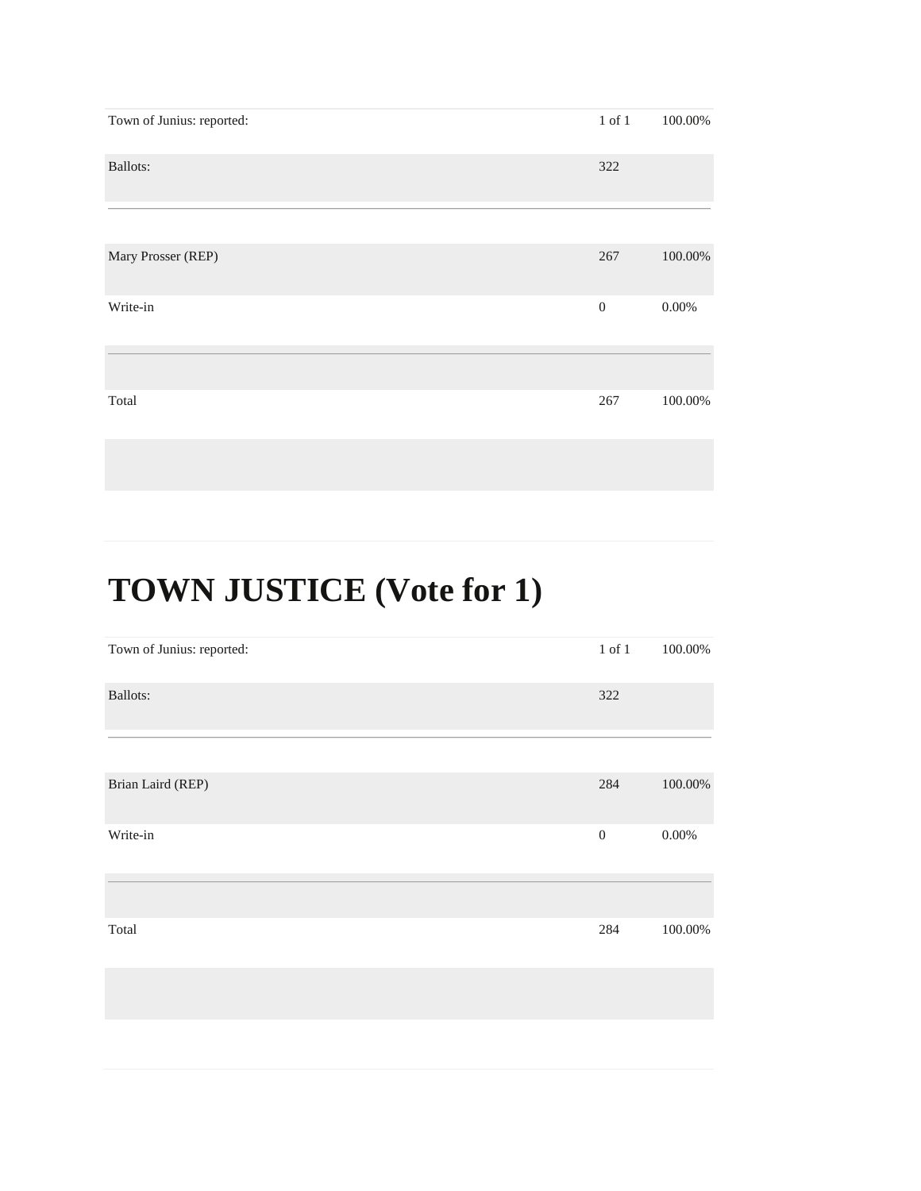| | | |
|---|---|---|
| Town of Junius: reported: | 1 of 1 | 100.00% |
| Ballots: | 322 | |
| Mary Prosser (REP) | 267 | 100.00% |
| Write-in | 0 | 0.00% |
| Total | 267 | 100.00% |

# TOWN JUSTICE (Vote for 1)

| | | |
|---|---|---|
| Town of Junius: reported: | 1 of 1 | 100.00% |
| Ballots: | 322 | |
| Brian Laird (REP) | 284 | 100.00% |
| Write-in | 0 | 0.00% |
| Total | 284 | 100.00% |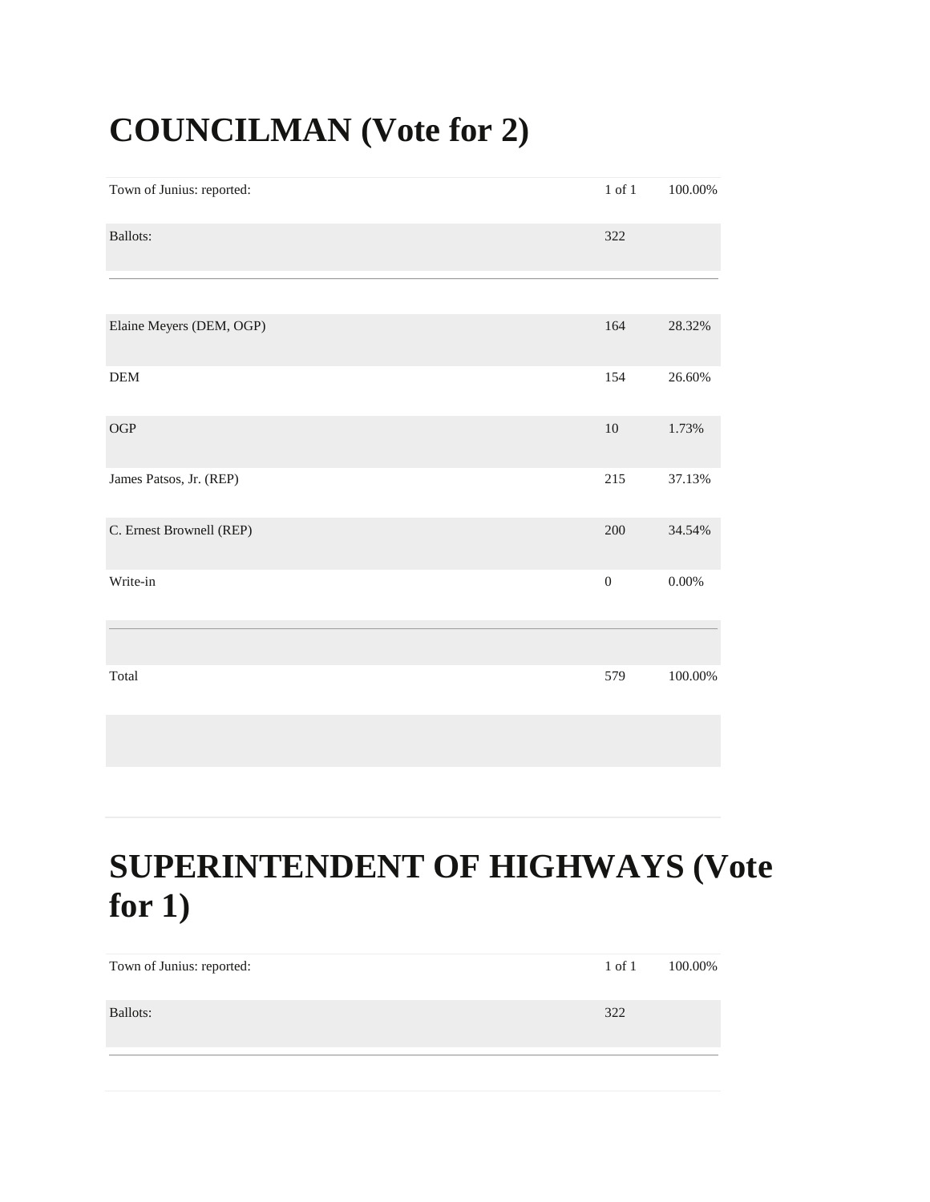# COUNCILMAN (Vote for 2)

| | | |
|---|---|---|
| Town of Junius: reported: | 1 of 1 | 100.00% |
| Ballots: | 322 | |
| Elaine Meyers (DEM, OGP) | 164 | 28.32% |
| DEM | 154 | 26.60% |
| OGP | 10 | 1.73% |
| James Patsos, Jr. (REP) | 215 | 37.13% |
| C. Ernest Brownell (REP) | 200 | 34.54% |
| Write-in | 0 | 0.00% |
| Total | 579 | 100.00% |

# SUPERINTENDENT OF HIGHWAYS (Vote for 1)

| | | |
|---|---|---|
| Town of Junius: reported: | 1 of 1 | 100.00% |
| Ballots: | 322 | |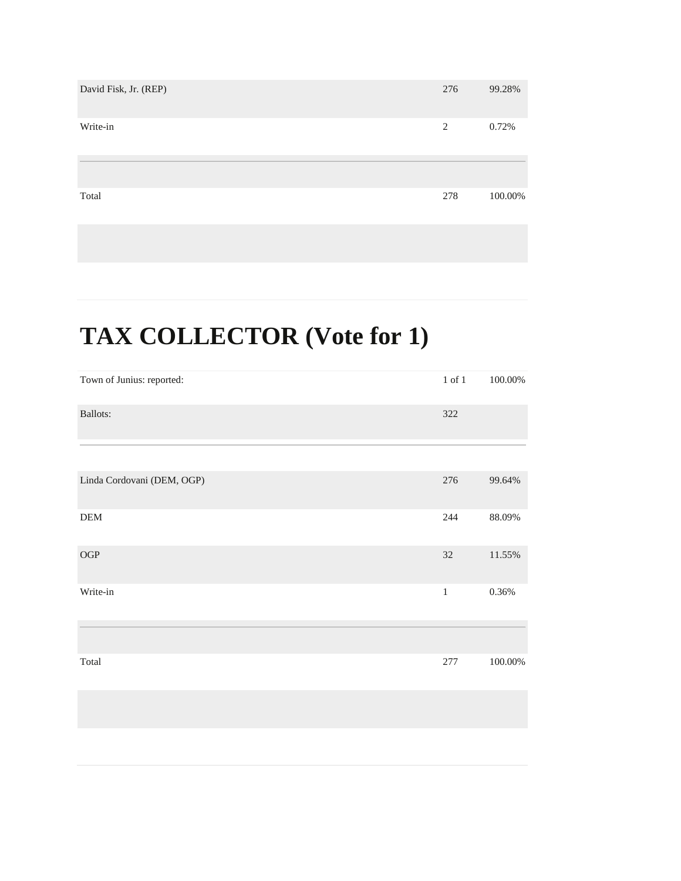| | | |
|---|---|---|
| David Fisk, Jr. (REP) | 276 | 99.28% |
| Write-in | 2 | 0.72% |
| Total | 278 | 100.00% |

# TAX COLLECTOR (Vote for 1)

| | | |
|---|---|---|
| Town of Junius: reported: | 1 of 1 | 100.00% |
| Ballots: | 322 | |

| | | |
|---|---|---|
| Linda Cordovani (DEM, OGP) | 276 | 99.64% |
| DEM | 244 | 88.09% |
| OGP | 32 | 11.55% |
| Write-in | 1 | 0.36% |
| Total | 277 | 100.00% |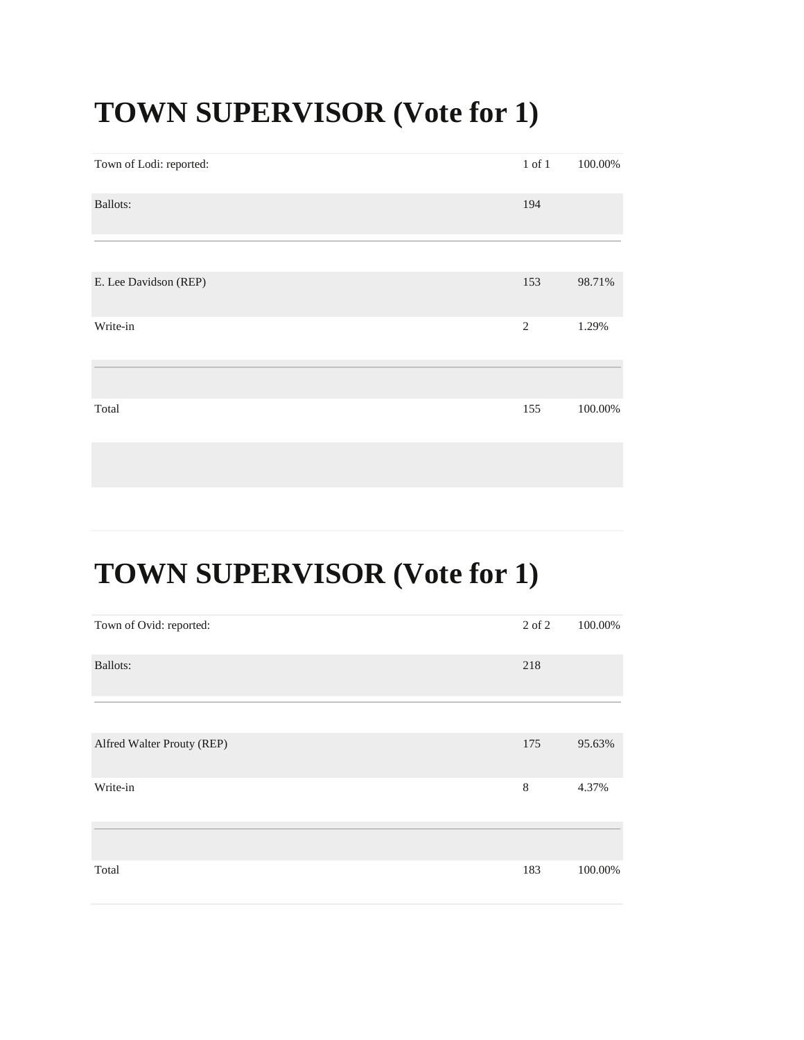# TOWN SUPERVISOR (Vote for 1)

| Town of Lodi: reported: | 1 of 1 | 100.00% |
| --- | --- | --- |
| Ballots: | 194 | |
| E. Lee Davidson (REP) | 153 | 98.71% |
| Write-in | 2 | 1.29% |
| Total | 155 | 100.00% |

# TOWN SUPERVISOR (Vote for 1)

| Town of Ovid: reported: | 2 of 2 | 100.00% |
| --- | --- | --- |
| Ballots: | 218 | |
| Alfred Walter Prouty (REP) | 175 | 95.63% |
| Write-in | 8 | 4.37% |
| Total | 183 | 100.00% |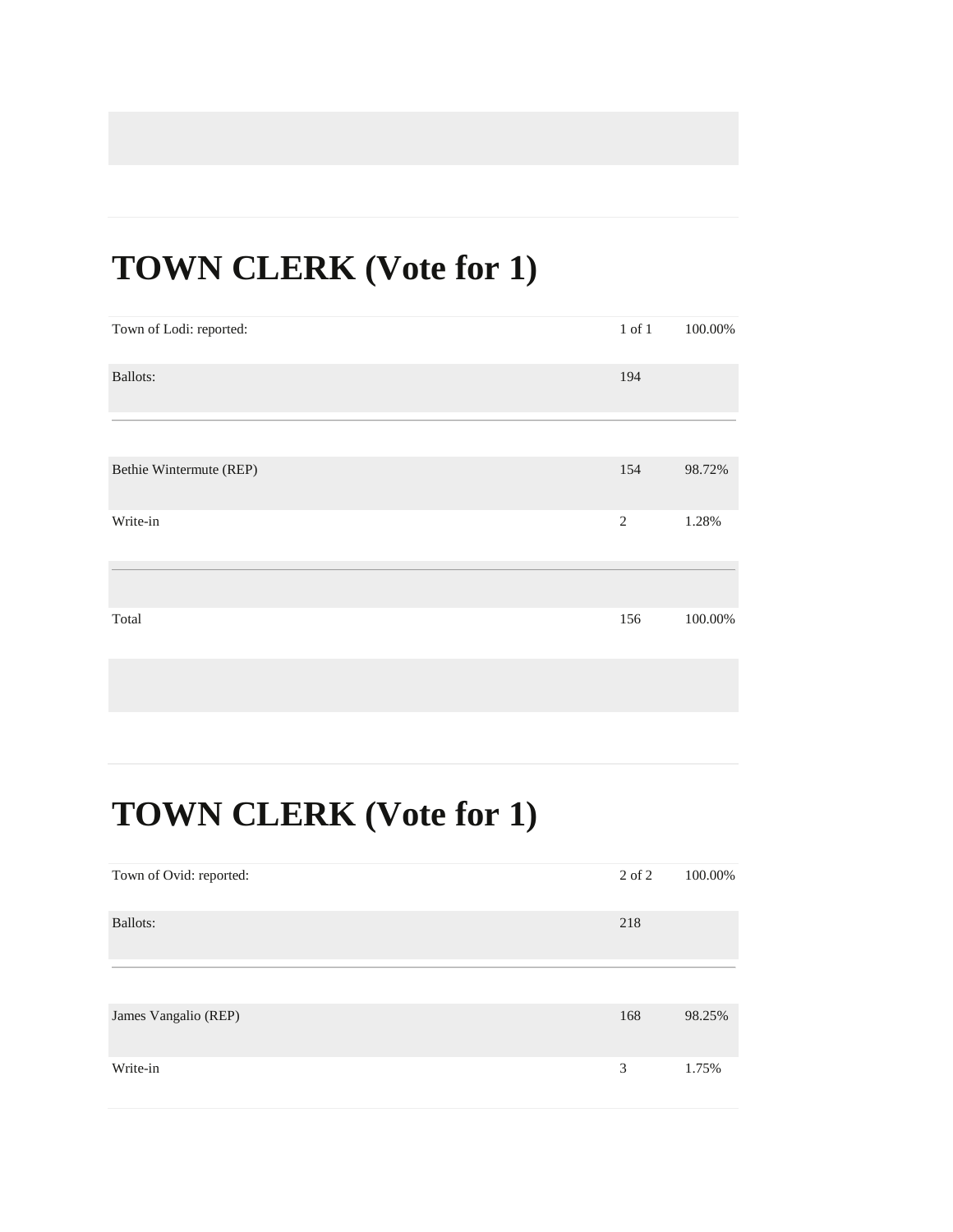## TOWN CLERK (Vote for 1)

| | | |
|---|---|---|
| Town of Lodi: reported: | 1 of 1 | 100.00% |
| Ballots: | 194 | |
| Bethie Wintermute (REP) | 154 | 98.72% |
| Write-in | 2 | 1.28% |
| Total | 156 | 100.00% |

## TOWN CLERK (Vote for 1)

| | | |
|---|---|---|
| Town of Ovid: reported: | 2 of 2 | 100.00% |
| Ballots: | 218 | |
| James Vangalio (REP) | 168 | 98.25% |
| Write-in | 3 | 1.75% |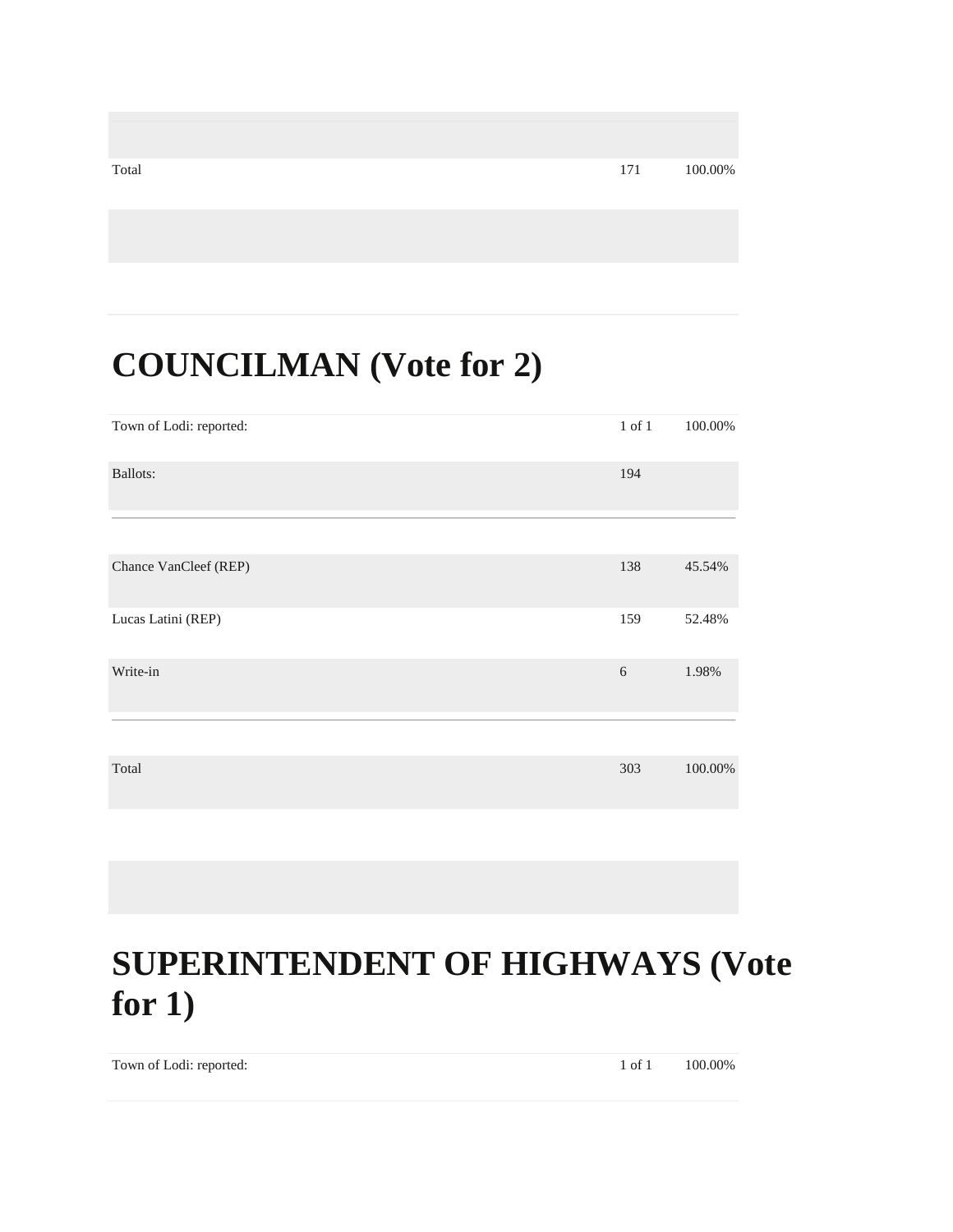| | | |
|---|---|---|
| Total | 171 | 100.00% |

# COUNCILMAN (Vote for 2)

| | | |
|---|---|---|
| Town of Lodi: reported: | 1 of 1 | 100.00% |
| Ballots: | 194 | |
| Chance VanCleef (REP) | 138 | 45.54% |
| Lucas Latini (REP) | 159 | 52.48% |
| Write-in | 6 | 1.98% |
| Total | 303 | 100.00% |

# SUPERINTENDENT OF HIGHWAYS (Vote for 1)

| | | |
|---|---|---|
| Town of Lodi: reported: | 1 of 1 | 100.00% |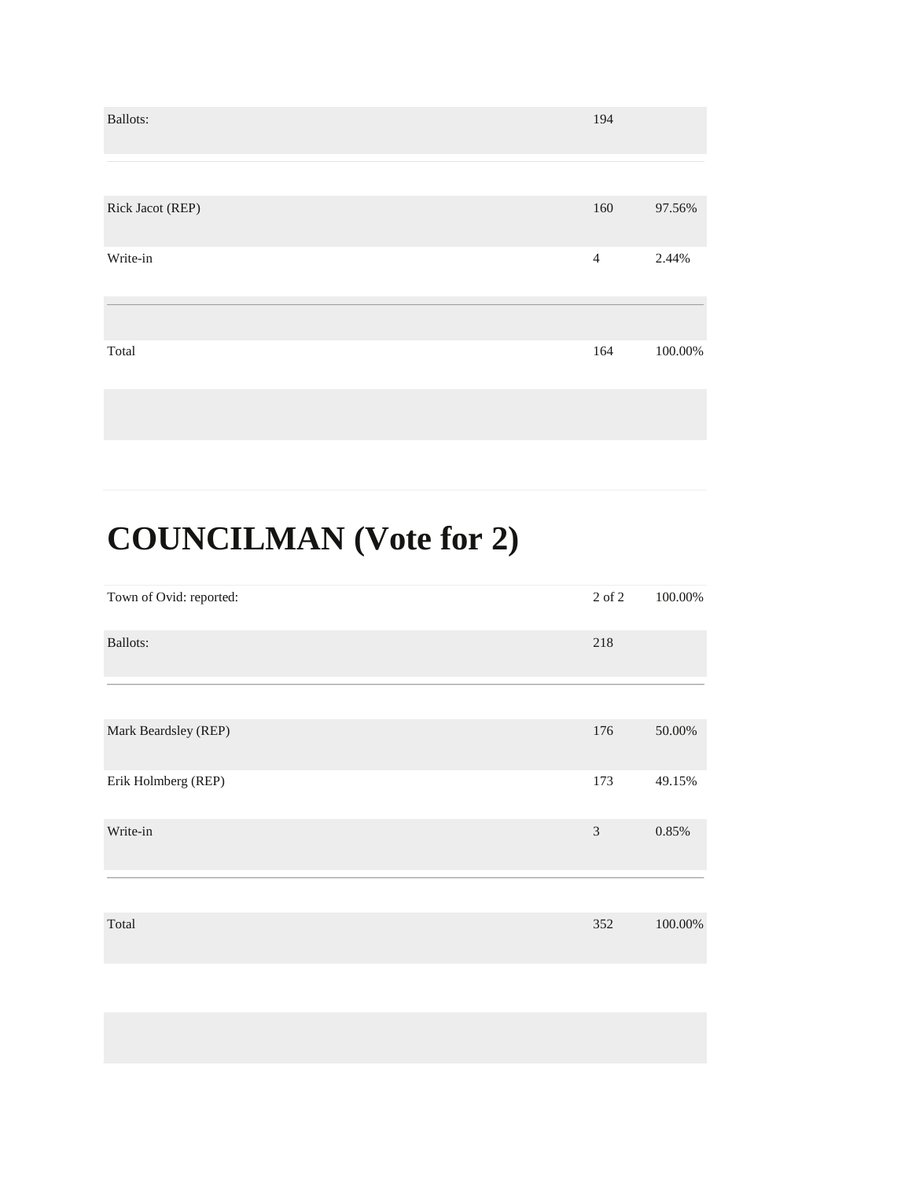| | | |
|---|---|---|
| Ballots: | 194 | |
| Rick Jacot (REP) | 160 | 97.56% |
| Write-in | 4 | 2.44% |
| Total | 164 | 100.00% |

# COUNCILMAN (Vote for 2)

| | | |
|---|---|---|
| Town of Ovid: reported: | 2 of 2 | 100.00% |
| Ballots: | 218 | |
| Mark Beardsley (REP) | 176 | 50.00% |
| Erik Holmberg (REP) | 173 | 49.15% |
| Write-in | 3 | 0.85% |
| Total | 352 | 100.00% |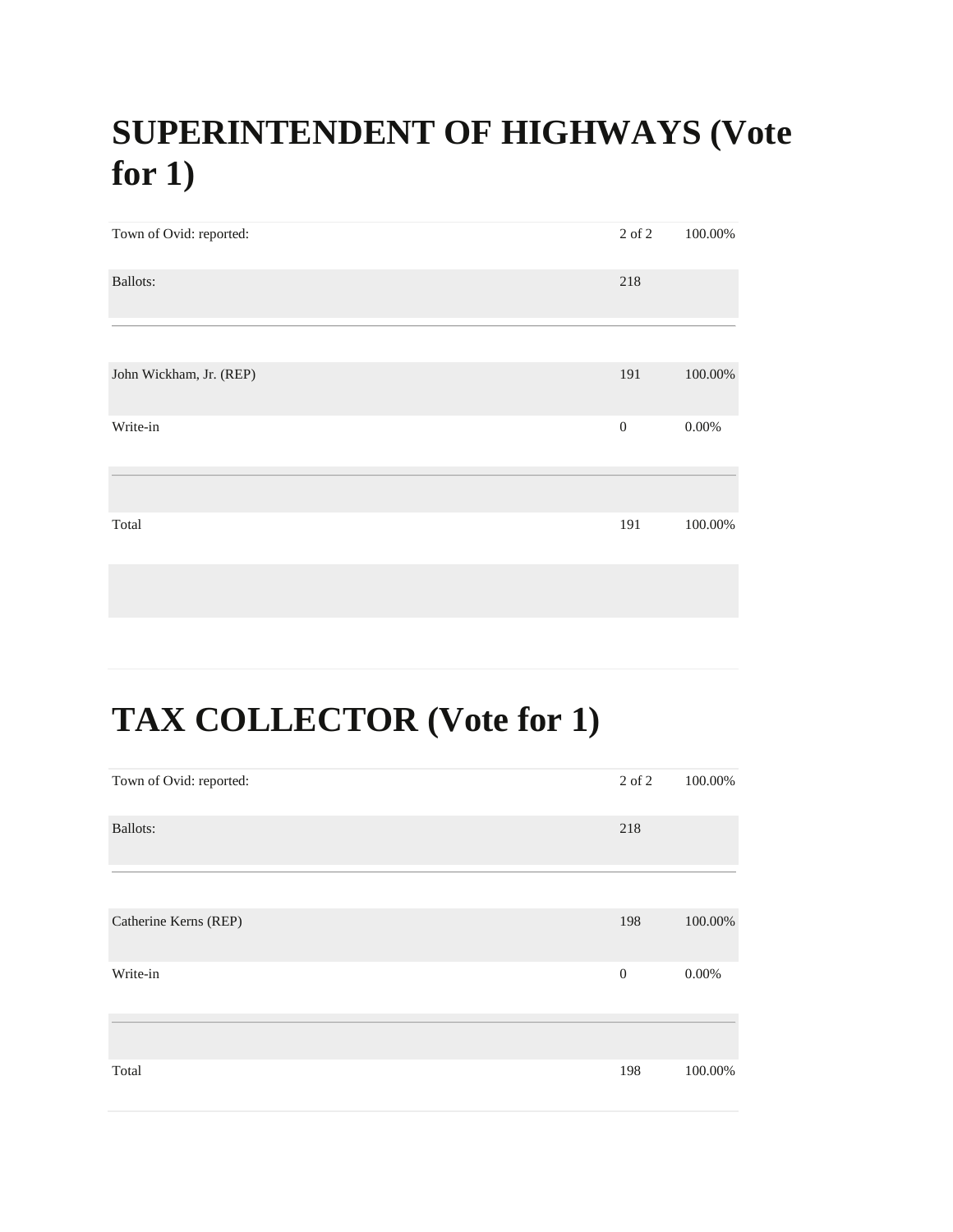# SUPERINTENDENT OF HIGHWAYS (Vote for 1)

| | | |
|---|---|---|
| Town of Ovid: reported: | 2 of 2 | 100.00% |
| Ballots: | 218 | |
| John Wickham, Jr. (REP) | 191 | 100.00% |
| Write-in | 0 | 0.00% |
| Total | 191 | 100.00% |

# TAX COLLECTOR (Vote for 1)

| | | |
|---|---|---|
| Town of Ovid: reported: | 2 of 2 | 100.00% |
| Ballots: | 218 | |
| Catherine Kerns (REP) | 198 | 100.00% |
| Write-in | 0 | 0.00% |
| Total | 198 | 100.00% |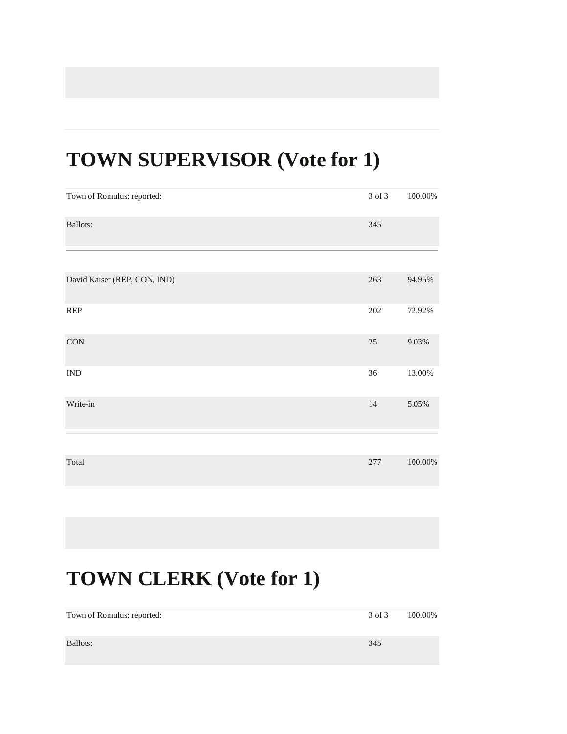# TOWN SUPERVISOR (Vote for 1)

| | | |
|---|---|---|
| Town of Romulus: reported: | 3 of 3 | 100.00% |
| Ballots: | 345 | |

| | | |
|---|---|---|
| David Kaiser (REP, CON, IND) | 263 | 94.95% |
| REP | 202 | 72.92% |
| CON | 25 | 9.03% |
| IND | 36 | 13.00% |
| Write-in | 14 | 5.05% |
| Total | 277 | 100.00% |

# TOWN CLERK (Vote for 1)

| | | |
|---|---|---|
| Town of Romulus: reported: | 3 of 3 | 100.00% |
| Ballots: | 345 | |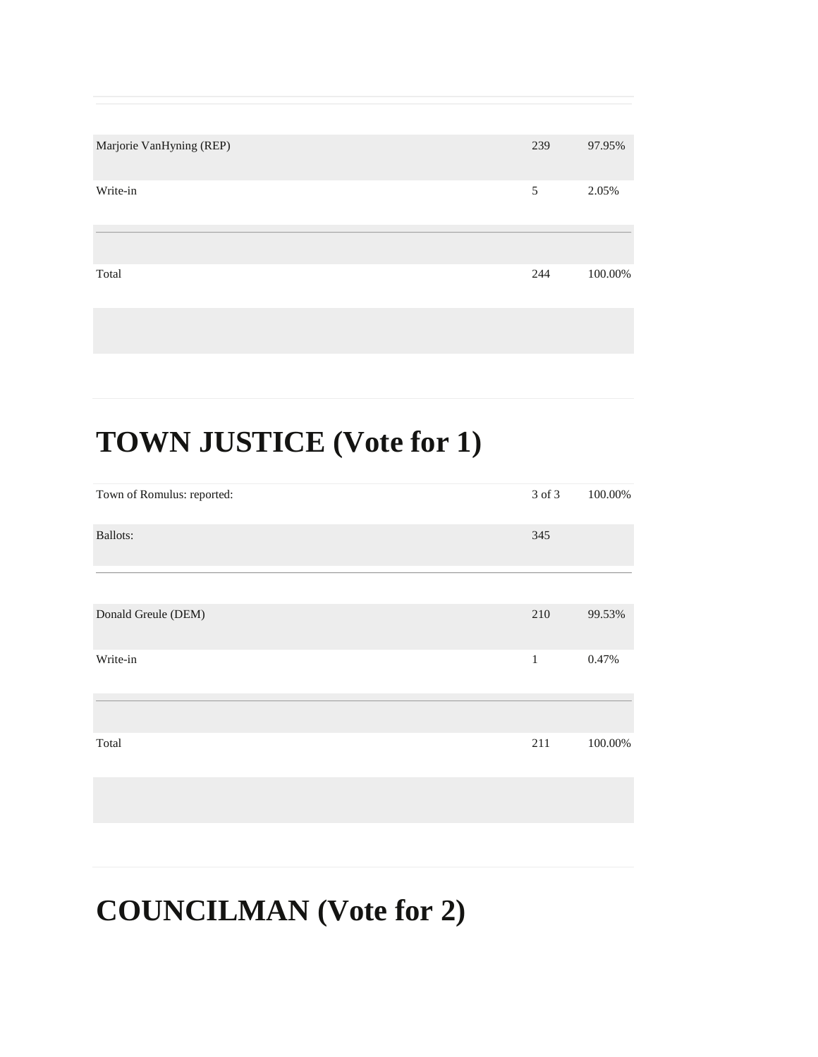| | | |
|---|---|---|
| Marjorie VanHyning (REP) | 239 | 97.95% |
| Write-in | 5 | 2.05% |
| Total | 244 | 100.00% |

## TOWN JUSTICE (Vote for 1)

| | | |
|---|---|---|
| Town of Romulus: reported: | 3 of 3 | 100.00% |
| Ballots: | 345 | |
| Donald Greule (DEM) | 210 | 99.53% |
| Write-in | 1 | 0.47% |
| Total | 211 | 100.00% |

## COUNCILMAN (Vote for 2)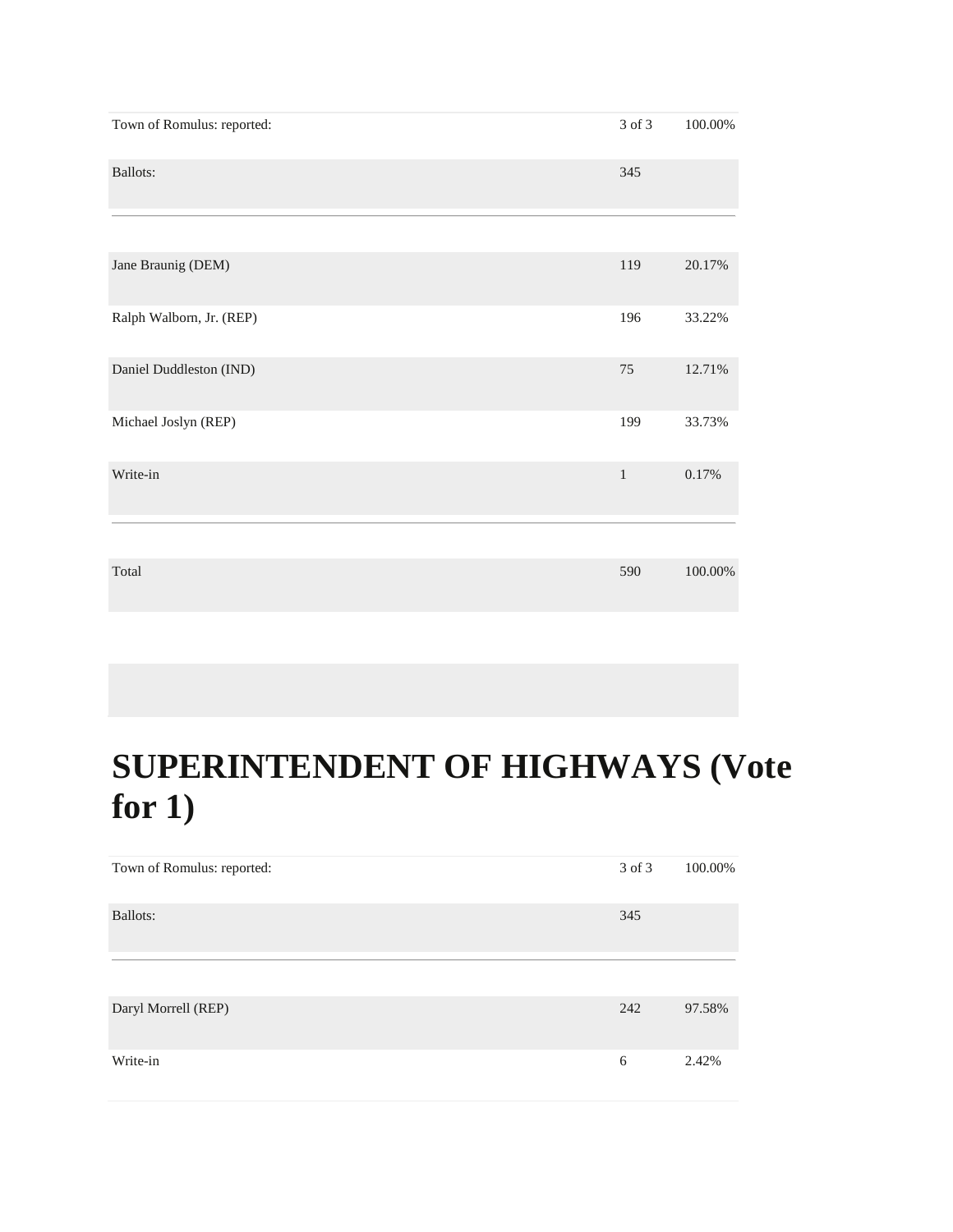| | | |
|---|---|---|
| Town of Romulus: reported: | 3 of 3 | 100.00% |
| Ballots: | 345 | |
| Jane Braunig (DEM) | 119 | 20.17% |
| Ralph Walborn, Jr. (REP) | 196 | 33.22% |
| Daniel Duddleston (IND) | 75 | 12.71% |
| Michael Joslyn (REP) | 199 | 33.73% |
| Write-in | 1 | 0.17% |
| Total | 590 | 100.00% |

# SUPERINTENDENT OF HIGHWAYS (Vote for 1)

| | | |
|---|---|---|
| Town of Romulus: reported: | 3 of 3 | 100.00% |
| Ballots: | 345 | |
| Daryl Morrell (REP) | 242 | 97.58% |
| Write-in | 6 | 2.42% |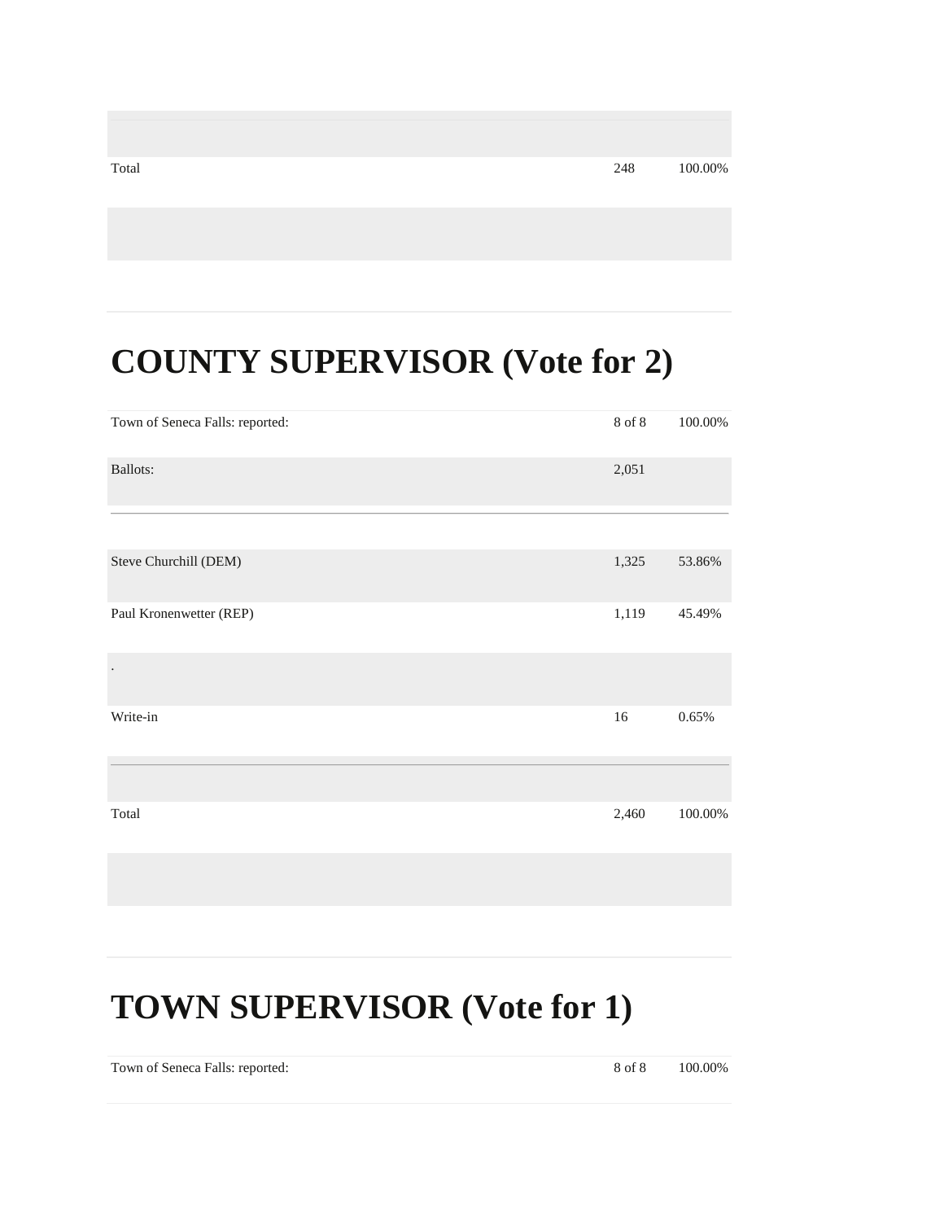| | | |
|---|---|---|
| Total | 248 | 100.00% |

# COUNTY SUPERVISOR (Vote for 2)

| | | |
|---|---|---|
| Town of Seneca Falls: reported: | 8 of 8 | 100.00% |
| Ballots: | 2,051 | |

| | | |
|---|---|---|
| Steve Churchill (DEM) | 1,325 | 53.86% |
| Paul Kronenwetter (REP) | 1,119 | 45.49% |
| . | | |
| Write-in | 16 | 0.65% |
| Total | 2,460 | 100.00% |

# TOWN SUPERVISOR (Vote for 1)

| | | |
|---|---|---|
| Town of Seneca Falls: reported: | 8 of 8 | 100.00% |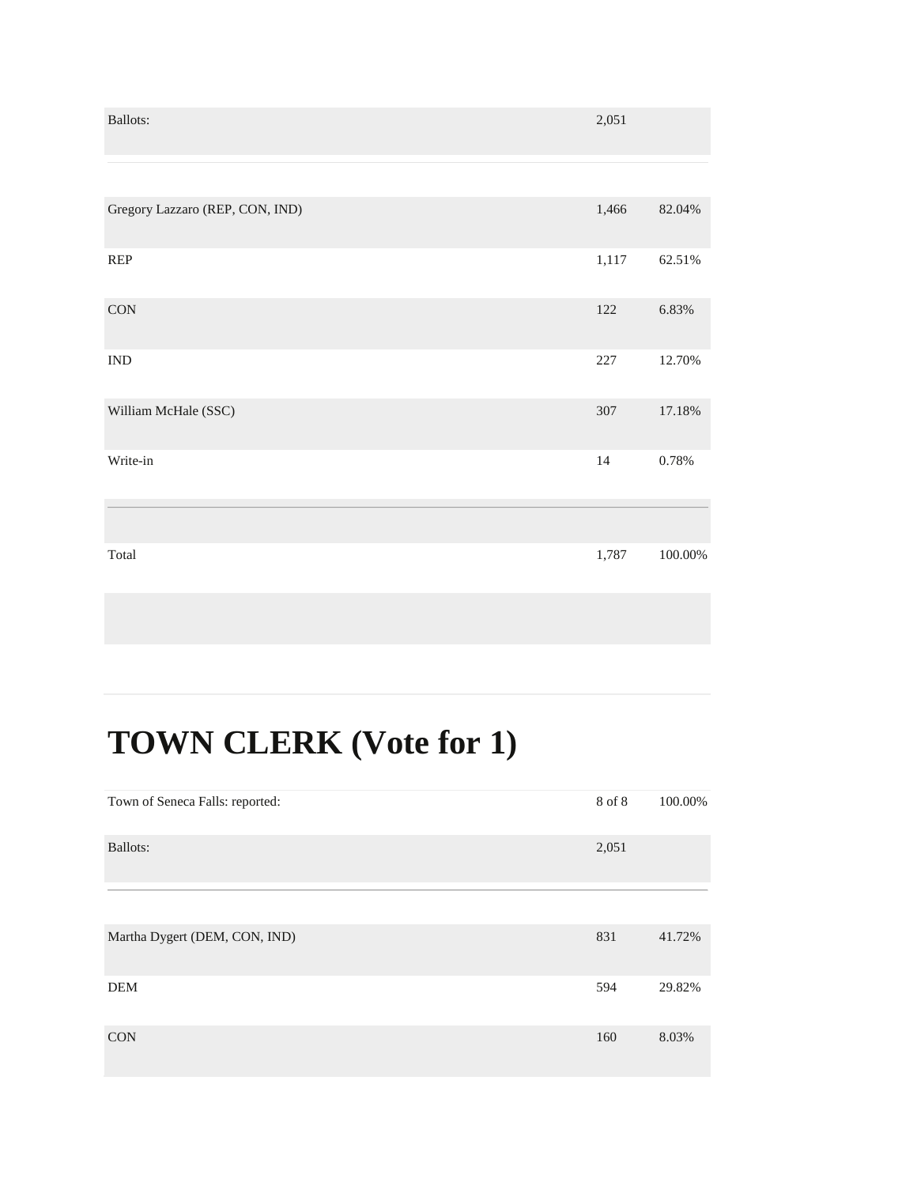| | | |
|---|---|---|
| Ballots: | 2,051 | |

| | | |
|---|---|---|
| Gregory Lazzaro (REP, CON, IND) | 1,466 | 82.04% |
| REP | 1,117 | 62.51% |
| CON | 122 | 6.83% |
| IND | 227 | 12.70% |
| William McHale (SSC) | 307 | 17.18% |
| Write-in | 14 | 0.78% |
| Total | 1,787 | 100.00% |

# TOWN CLERK (Vote for 1)

| | | |
|---|---|---|
| Town of Seneca Falls: reported: | 8 of 8 | 100.00% |
| Ballots: | 2,051 | |

| | | |
|---|---|---|
| Martha Dygert (DEM, CON, IND) | 831 | 41.72% |
| DEM | 594 | 29.82% |
| CON | 160 | 8.03% |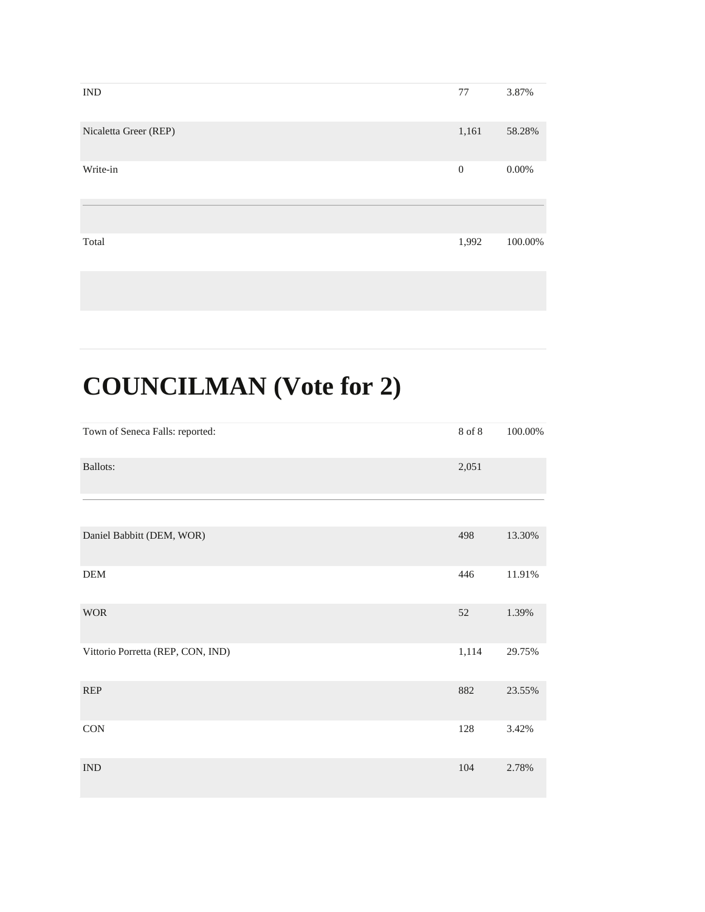| | | |
|---|---|---|
| IND | 77 | 3.87% |
| Nicaletta Greer (REP) | 1,161 | 58.28% |
| Write-in | 0 | 0.00% |
| | | |
| Total | 1,992 | 100.00% |

# COUNCILMAN (Vote for 2)

| | | |
|---|---|---|
| Town of Seneca Falls: reported: | 8 of 8 | 100.00% |
| Ballots: | 2,051 | |
| | | |
| Daniel Babbitt (DEM, WOR) | 498 | 13.30% |
| DEM | 446 | 11.91% |
| WOR | 52 | 1.39% |
| Vittorio Porretta (REP, CON, IND) | 1,114 | 29.75% |
| REP | 882 | 23.55% |
| CON | 128 | 3.42% |
| IND | 104 | 2.78% |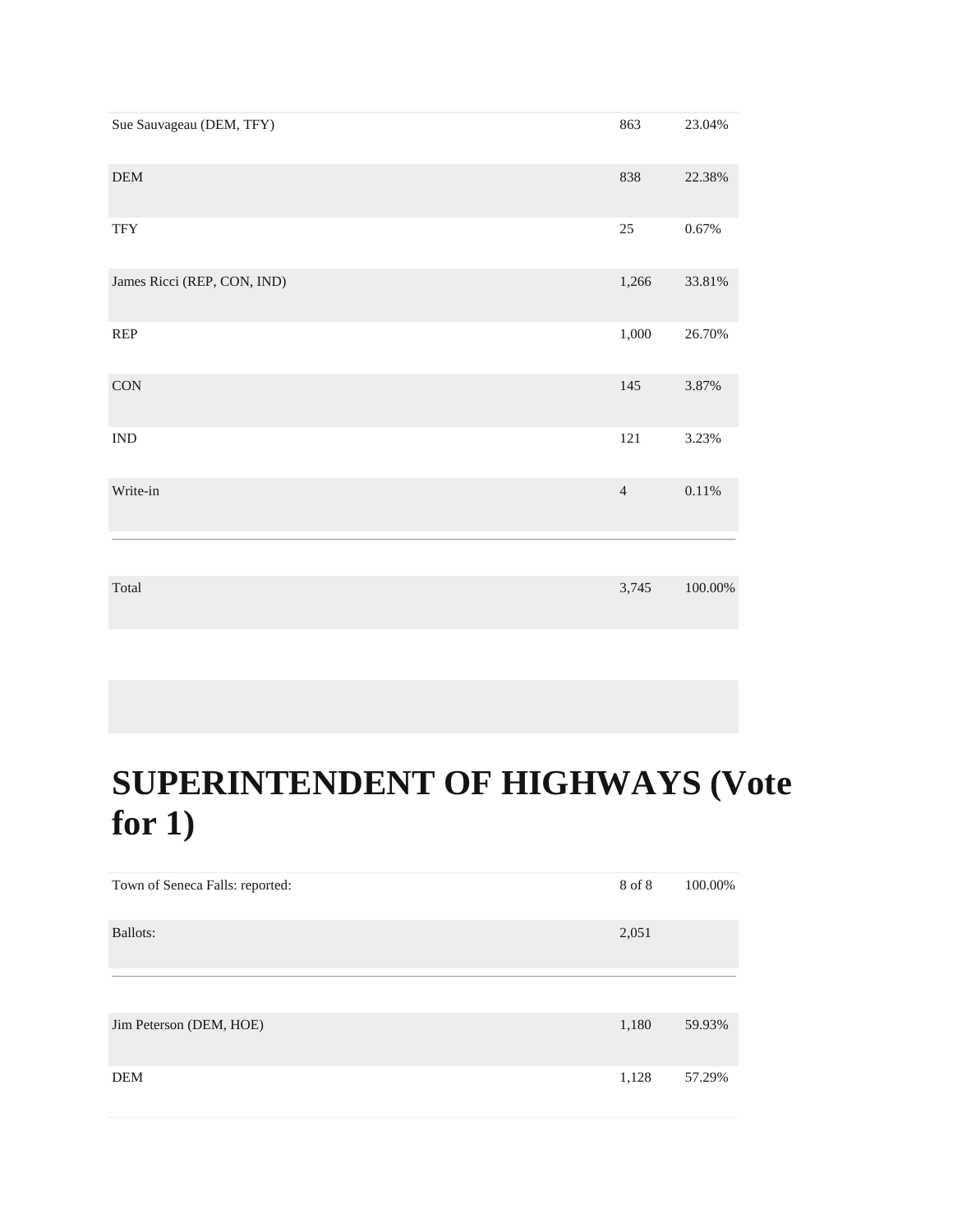| | | |
|---|---|---|
| Sue Sauvageau (DEM, TFY) | 863 | 23.04% |
| DEM | 838 | 22.38% |
| TFY | 25 | 0.67% |
| James Ricci (REP, CON, IND) | 1,266 | 33.81% |
| REP | 1,000 | 26.70% |
| CON | 145 | 3.87% |
| IND | 121 | 3.23% |
| Write-in | 4 | 0.11% |
| Total | 3,745 | 100.00% |

# SUPERINTENDENT OF HIGHWAYS (Vote for 1)

| | | |
|---|---|---|
| Town of Seneca Falls: reported: | 8 of 8 | 100.00% |
| Ballots: | 2,051 | |
| Jim Peterson (DEM, HOE) | 1,180 | 59.93% |
| DEM | 1,128 | 57.29% |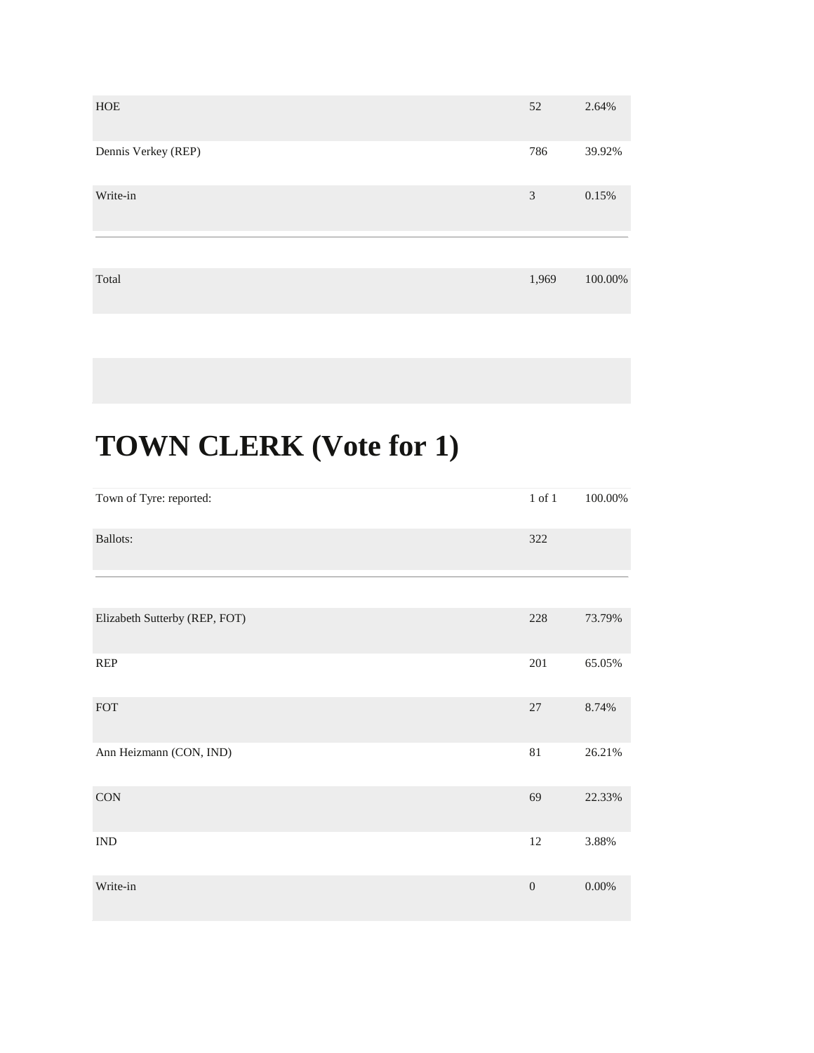| | | |
|---|---|---|
| HOE | 52 | 2.64% |
| Dennis Verkey (REP) | 786 | 39.92% |
| Write-in | 3 | 0.15% |
| Total | 1,969 | 100.00% |

# TOWN CLERK (Vote for 1)

| | | |
|---|---|---|
| Town of Tyre: reported: | 1 of 1 | 100.00% |
| Ballots: | 322 | |
| Elizabeth Sutterby (REP, FOT) | 228 | 73.79% |
| REP | 201 | 65.05% |
| FOT | 27 | 8.74% |
| Ann Heizmann (CON, IND) | 81 | 26.21% |
| CON | 69 | 22.33% |
| IND | 12 | 3.88% |
| Write-in | 0 | 0.00% |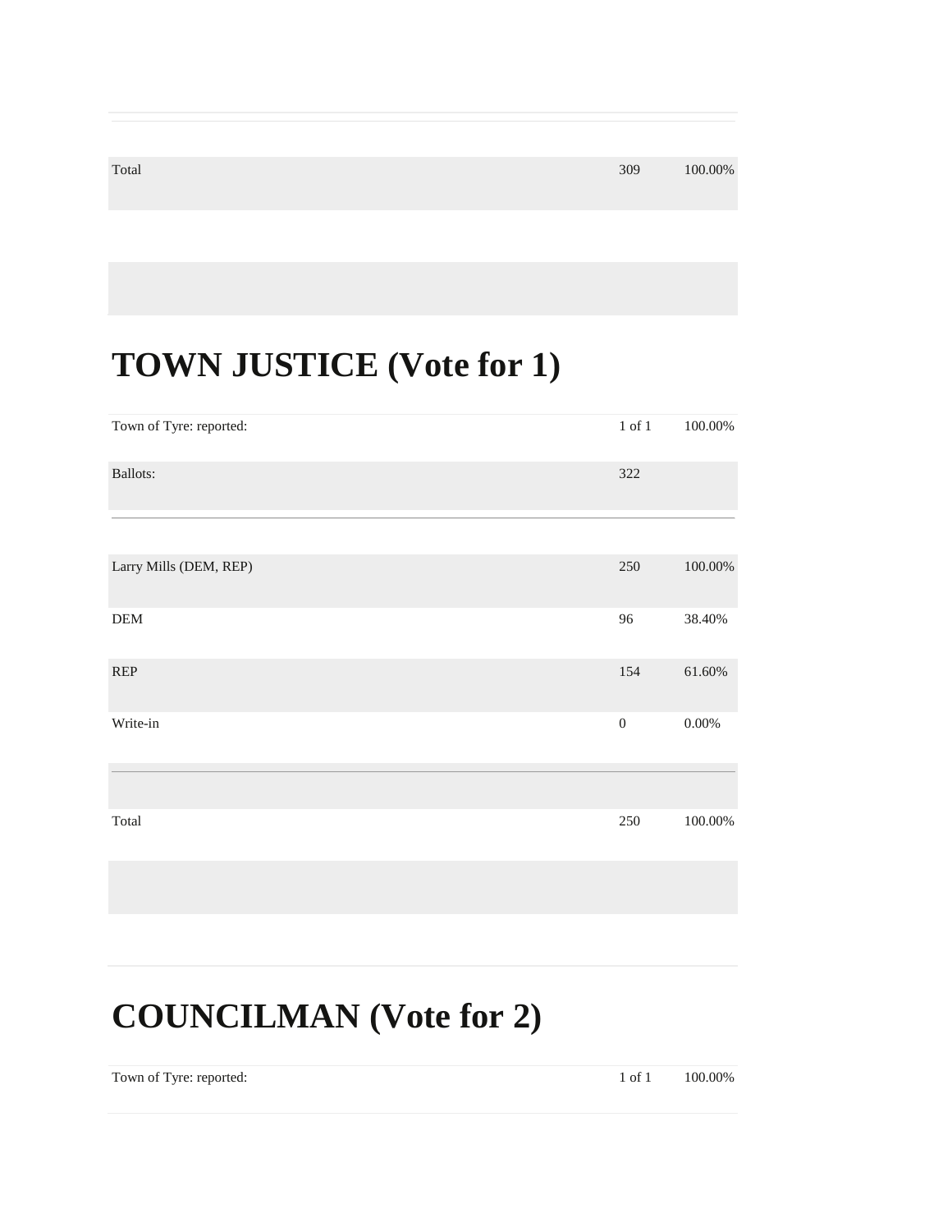| | | |
|---|---|---|
| Total | 309 | 100.00% |

# TOWN JUSTICE (Vote for 1)

| | | |
|---|---|---|
| Town of Tyre: reported: | 1 of 1 | 100.00% |
| Ballots: | 322 | |
| Larry Mills (DEM, REP) | 250 | 100.00% |
| DEM | 96 | 38.40% |
| REP | 154 | 61.60% |
| Write-in | 0 | 0.00% |
| Total | 250 | 100.00% |

# COUNCILMAN (Vote for 2)

| | | |
|---|---|---|
| Town of Tyre: reported: | 1 of 1 | 100.00% |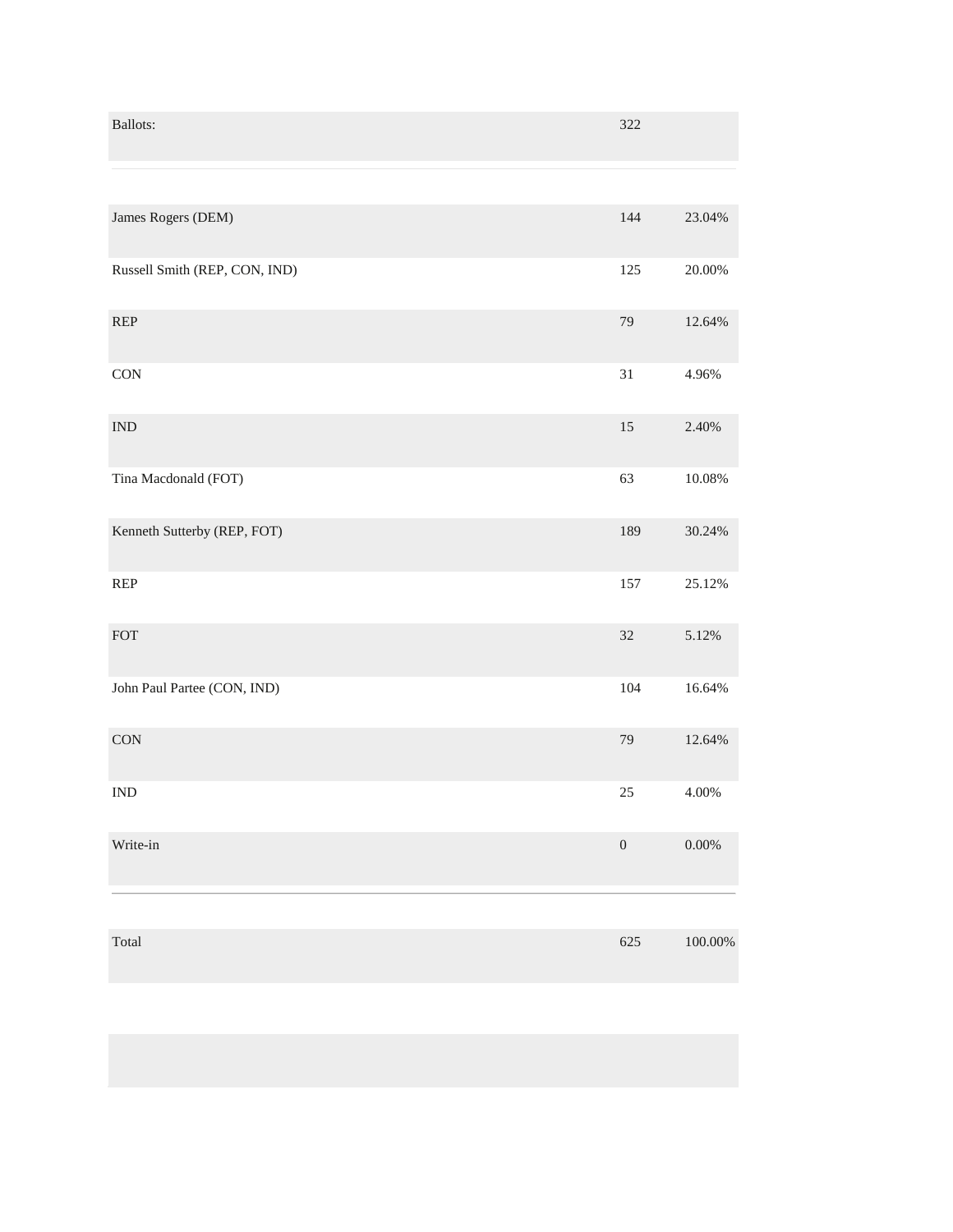| Ballots: | 322 | |
|---|---|---|
| James Rogers (DEM) | 144 | 23.04% |
| Russell Smith (REP, CON, IND) | 125 | 20.00% |
| REP | 79 | 12.64% |
| CON | 31 | 4.96% |
| IND | 15 | 2.40% |
| Tina Macdonald (FOT) | 63 | 10.08% |
| Kenneth Sutterby (REP, FOT) | 189 | 30.24% |
| REP | 157 | 25.12% |
| FOT | 32 | 5.12% |
| John Paul Partee (CON, IND) | 104 | 16.64% |
| CON | 79 | 12.64% |
| IND | 25 | 4.00% |
| Write-in | 0 | 0.00% |
| Total | 625 | 100.00% |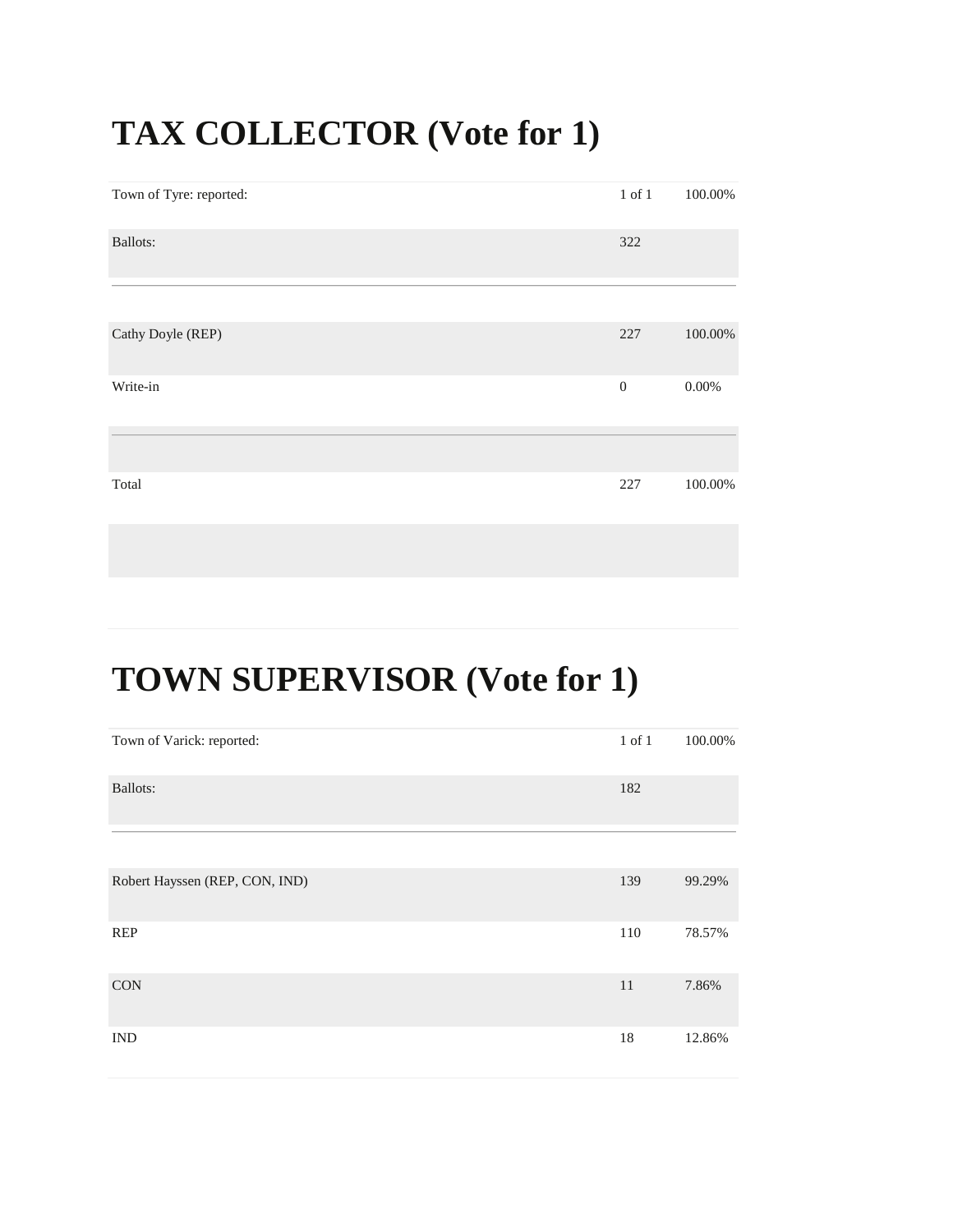# TAX COLLECTOR (Vote for 1)

| | | |
|---|---|---|
| Town of Tyre: reported: | 1 of 1 | 100.00% |
| Ballots: | 322 | |
| Cathy Doyle (REP) | 227 | 100.00% |
| Write-in | 0 | 0.00% |
| Total | 227 | 100.00% |

# TOWN SUPERVISOR (Vote for 1)

| | | |
|---|---|---|
| Town of Varick: reported: | 1 of 1 | 100.00% |
| Ballots: | 182 | |
| Robert Hayssen (REP, CON, IND) | 139 | 99.29% |
| REP | 110 | 78.57% |
| CON | 11 | 7.86% |
| IND | 18 | 12.86% |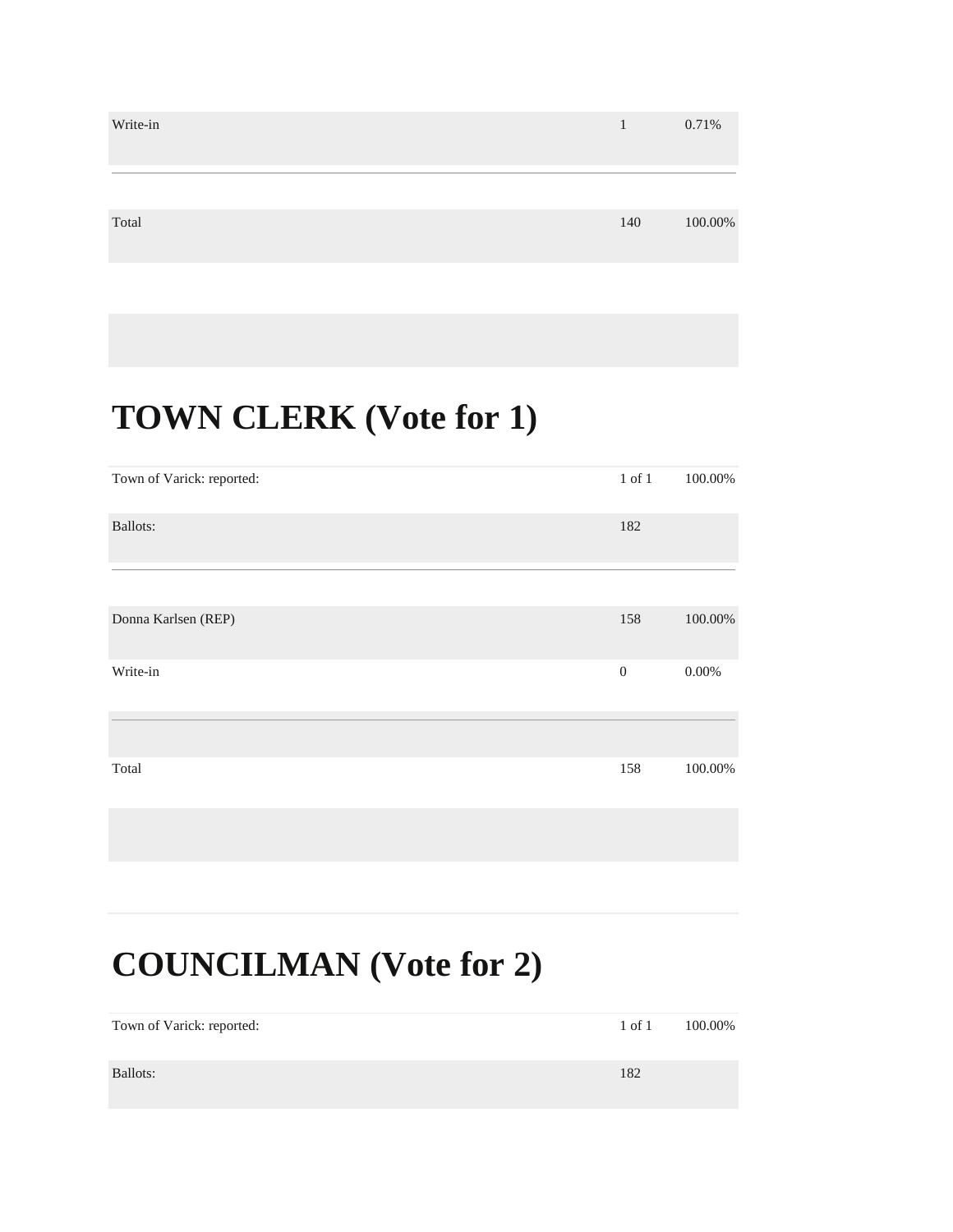| | | |
|---|---|---|
| Write-in | 1 | 0.71% |
| Total | 140 | 100.00% |

# TOWN CLERK (Vote for 1)

| | | |
|---|---|---|
| Town of Varick: reported: | 1 of 1 | 100.00% |
| Ballots: | 182 | |
| Donna Karlsen (REP) | 158 | 100.00% |
| Write-in | 0 | 0.00% |
| Total | 158 | 100.00% |

# COUNCILMAN (Vote for 2)

| | | |
|---|---|---|
| Town of Varick: reported: | 1 of 1 | 100.00% |
| Ballots: | 182 | |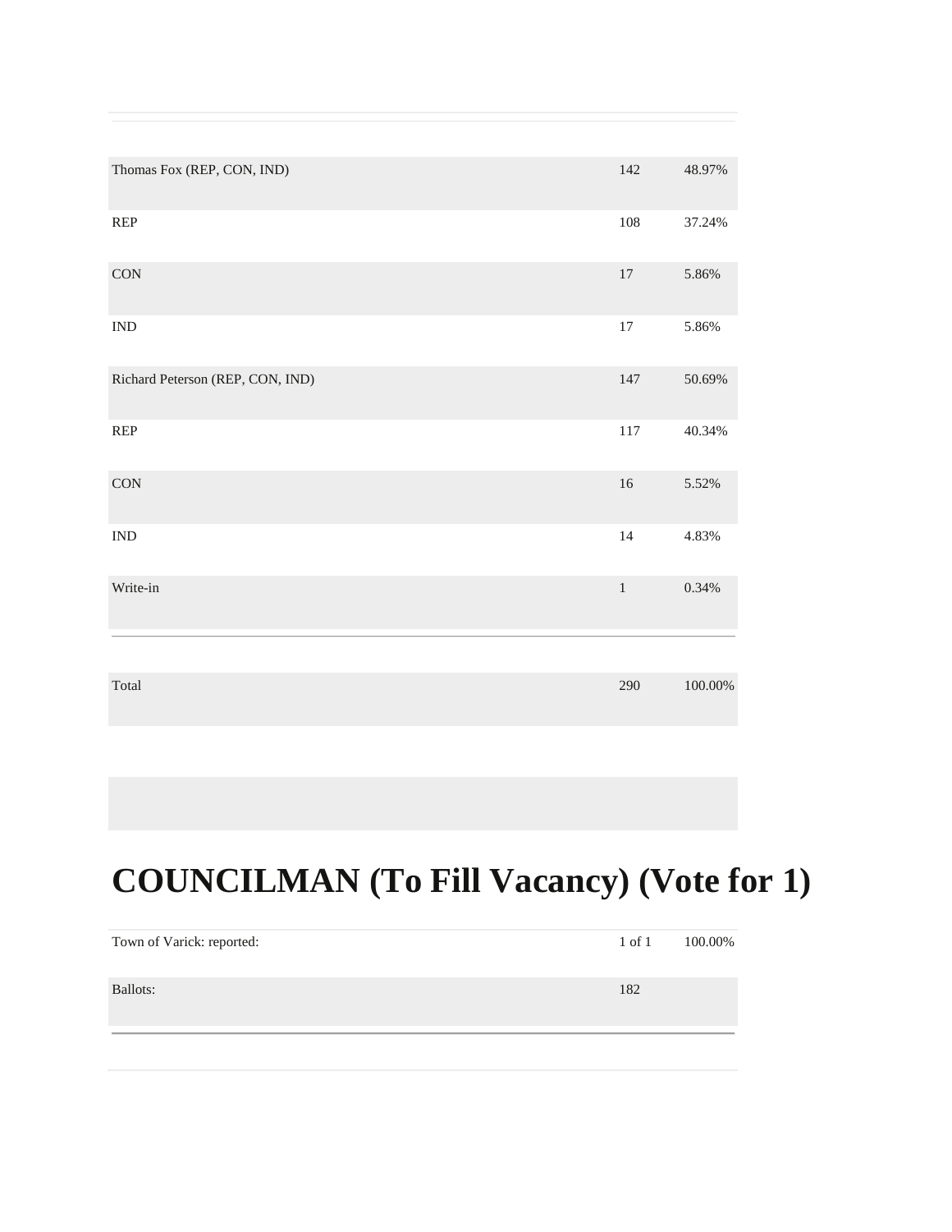| | | |
|---|---|---|
| Thomas Fox (REP, CON, IND) | 142 | 48.97% |
| REP | 108 | 37.24% |
| CON | 17 | 5.86% |
| IND | 17 | 5.86% |
| Richard Peterson (REP, CON, IND) | 147 | 50.69% |
| REP | 117 | 40.34% |
| CON | 16 | 5.52% |
| IND | 14 | 4.83% |
| Write-in | 1 | 0.34% |
| Total | 290 | 100.00% |

# COUNCILMAN (To Fill Vacancy) (Vote for 1)

| | | |
|---|---|---|
| Town of Varick: reported: | 1 of 1 | 100.00% |
| Ballots: | 182 | |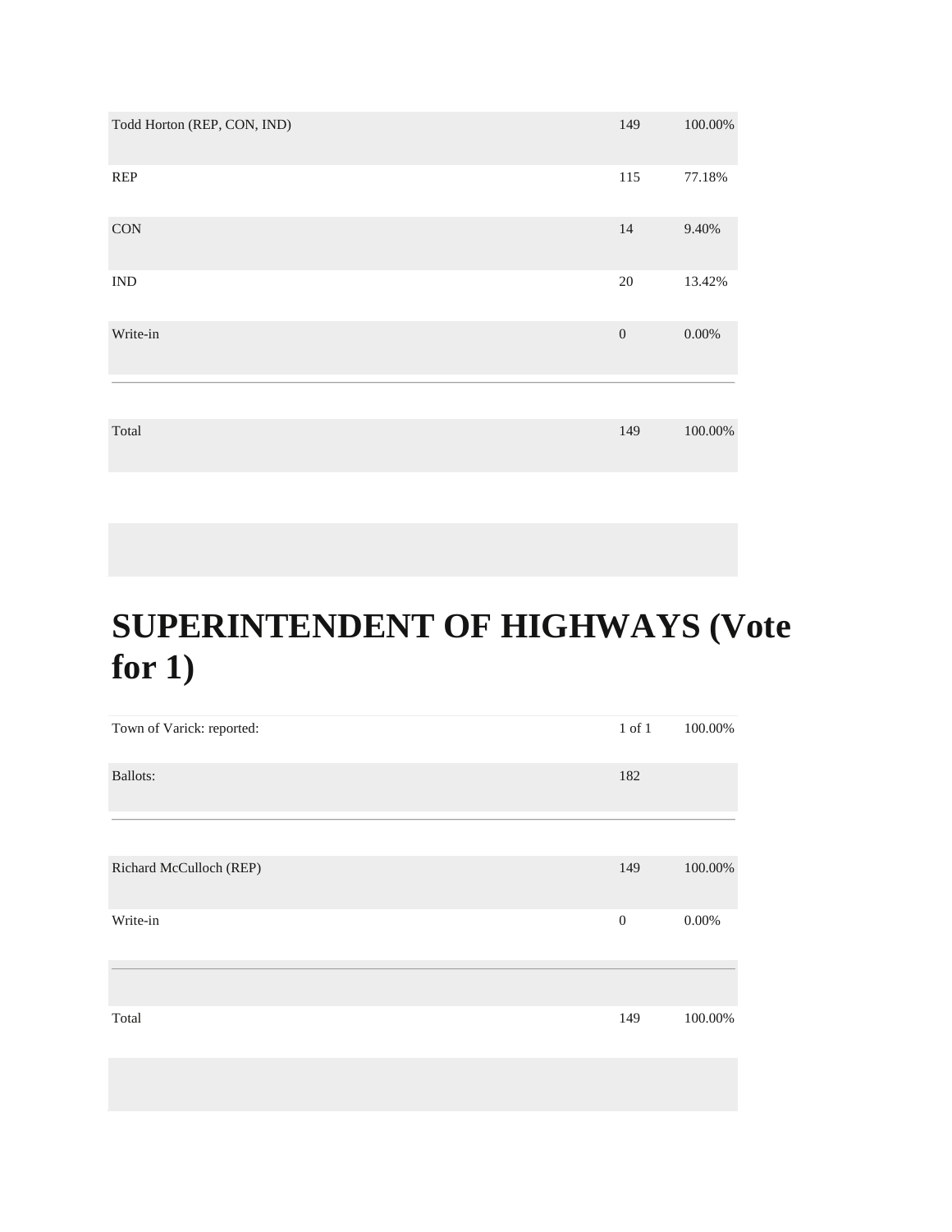| | | |
|---|---|---|
| Todd Horton (REP, CON, IND) | 149 | 100.00% |
| REP | 115 | 77.18% |
| CON | 14 | 9.40% |
| IND | 20 | 13.42% |
| Write-in | 0 | 0.00% |
| Total | 149 | 100.00% |

# SUPERINTENDENT OF HIGHWAYS (Vote for 1)

| | | |
|---|---|---|
| Town of Varick: reported: | 1 of 1 | 100.00% |
| Ballots: | 182 | |

| | | |
|---|---|---|
| Richard McCulloch (REP) | 149 | 100.00% |
| Write-in | 0 | 0.00% |
| Total | 149 | 100.00% |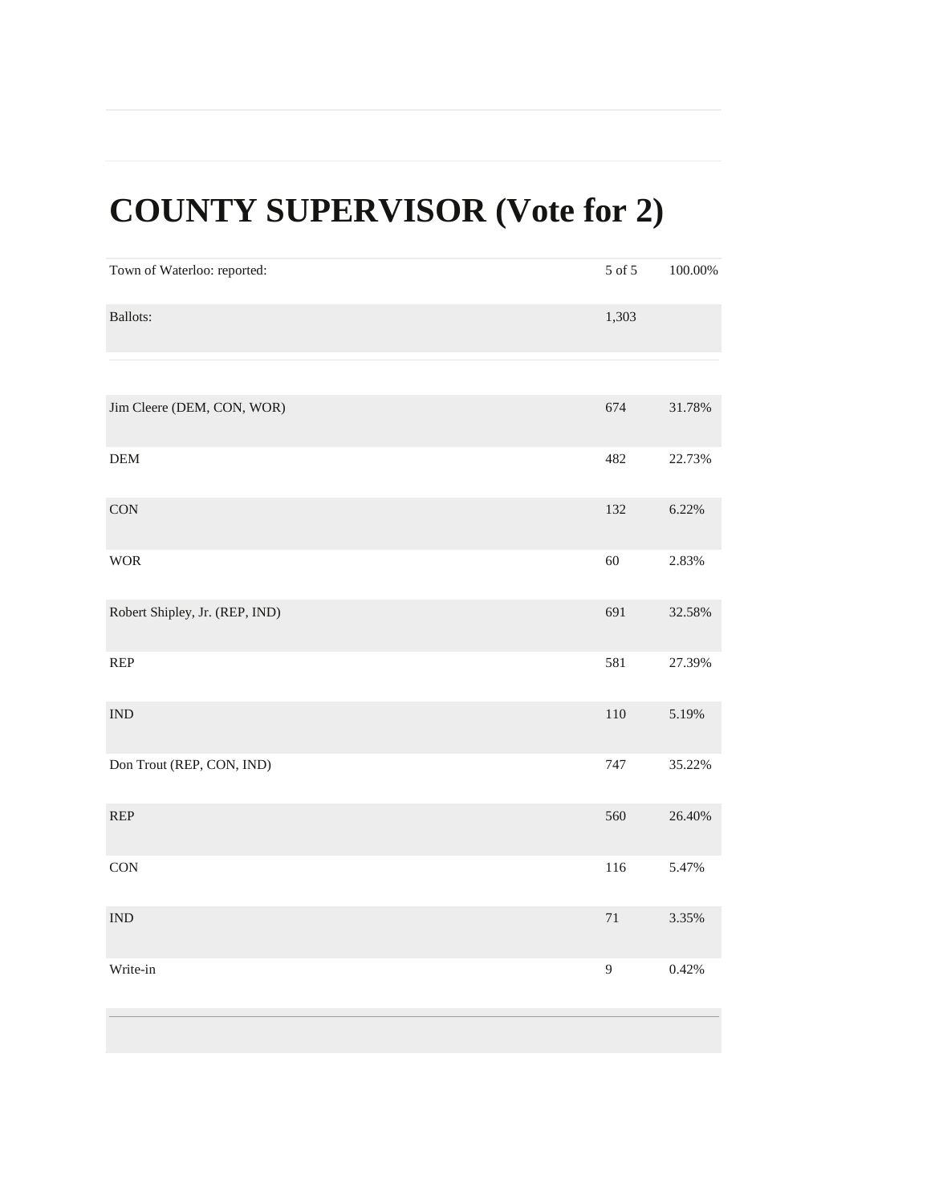# COUNTY SUPERVISOR (Vote for 2)

| | | |
|---|---|---|
| Town of Waterloo: reported: | 5 of 5 | 100.00% |
| Ballots: | 1,303 | |
| Jim Cleere (DEM, CON, WOR) | 674 | 31.78% |
| DEM | 482 | 22.73% |
| CON | 132 | 6.22% |
| WOR | 60 | 2.83% |
| Robert Shipley, Jr. (REP, IND) | 691 | 32.58% |
| REP | 581 | 27.39% |
| IND | 110 | 5.19% |
| Don Trout (REP, CON, IND) | 747 | 35.22% |
| REP | 560 | 26.40% |
| CON | 116 | 5.47% |
| IND | 71 | 3.35% |
| Write-in | 9 | 0.42% |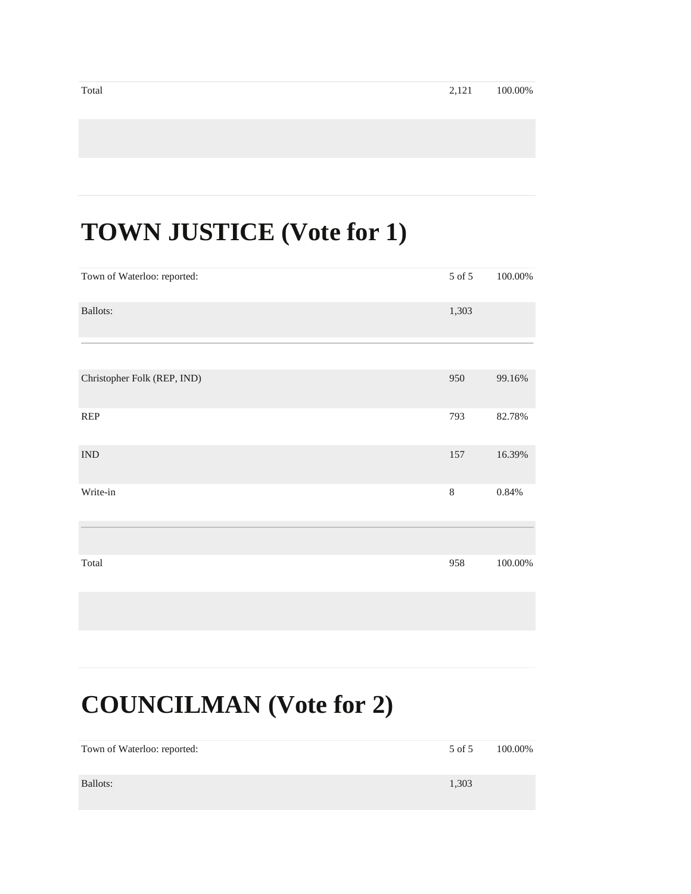| | | |
|---|---|---|
| Total | 2,121 | 100.00% |

# TOWN JUSTICE (Vote for 1)

| | | |
|---|---|---|
| Town of Waterloo: reported: | 5 of 5 | 100.00% |
| Ballots: | 1,303 | |

| | | |
|---|---|---|
| Christopher Folk (REP, IND) | 950 | 99.16% |
| REP | 793 | 82.78% |
| IND | 157 | 16.39% |
| Write-in | 8 | 0.84% |
| Total | 958 | 100.00% |

# COUNCILMAN (Vote for 2)

| | | |
|---|---|---|
| Town of Waterloo: reported: | 5 of 5 | 100.00% |
| Ballots: | 1,303 | |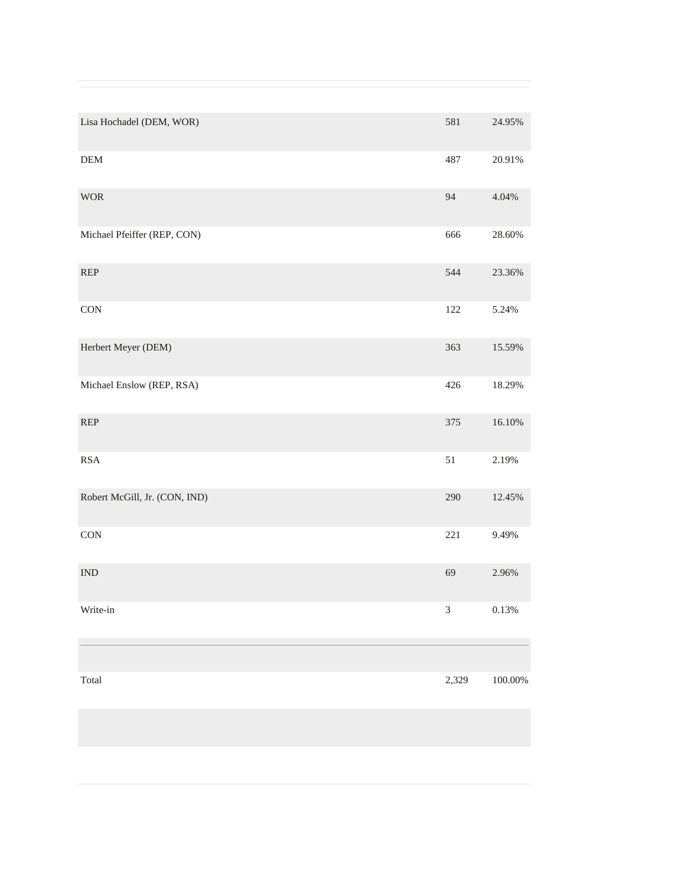| | | |
|---|---|---|
| Lisa Hochadel (DEM, WOR) | 581 | 24.95% |
| DEM | 487 | 20.91% |
| WOR | 94 | 4.04% |
| Michael Pfeiffer (REP, CON) | 666 | 28.60% |
| REP | 544 | 23.36% |
| CON | 122 | 5.24% |
| Herbert Meyer (DEM) | 363 | 15.59% |
| Michael Enslow (REP, RSA) | 426 | 18.29% |
| REP | 375 | 16.10% |
| RSA | 51 | 2.19% |
| Robert McGill, Jr. (CON, IND) | 290 | 12.45% |
| CON | 221 | 9.49% |
| IND | 69 | 2.96% |
| Write-in | 3 | 0.13% |
| Total | 2,329 | 100.00% |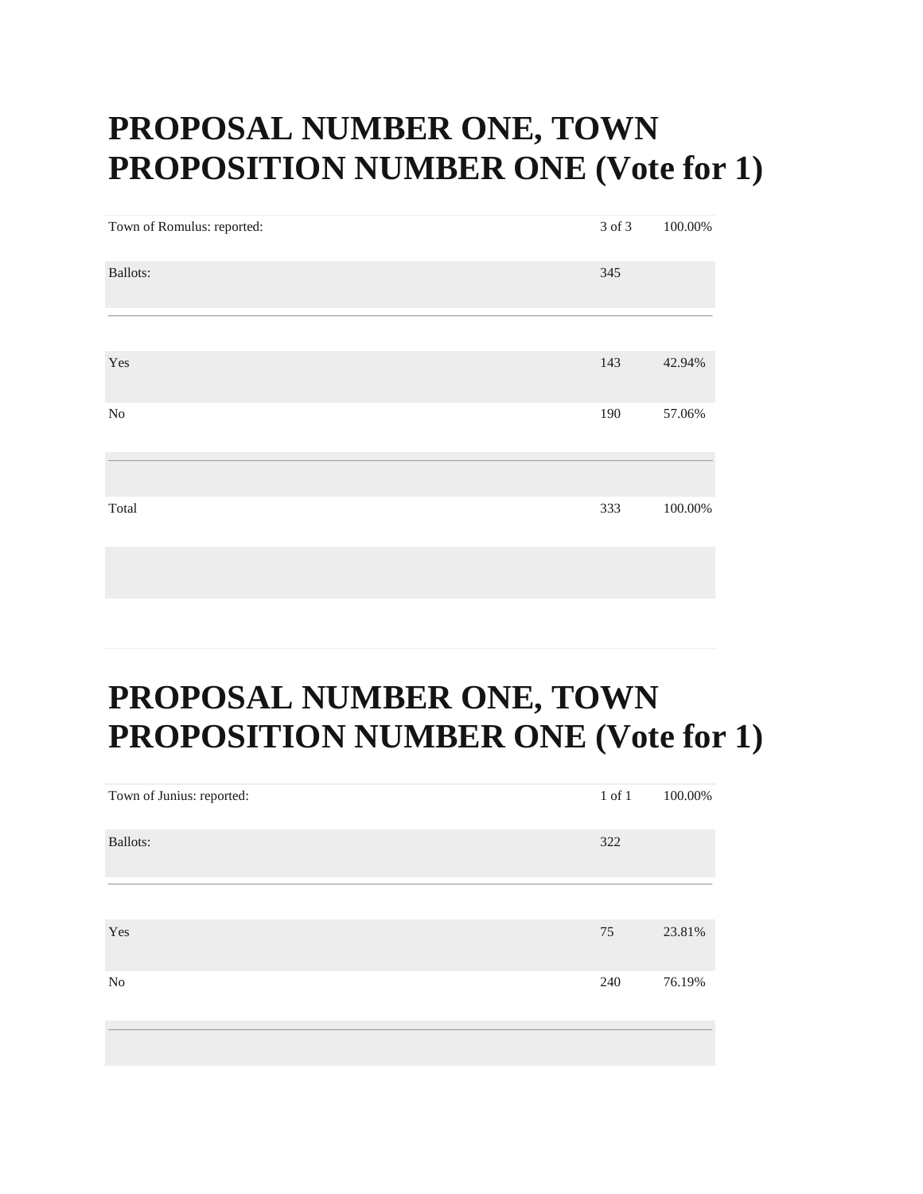# PROPOSAL NUMBER ONE, TOWN PROPOSITION NUMBER ONE (Vote for 1)

| | | |
|---|---|---|
| Town of Romulus: reported: | 3 of 3 | 100.00% |
| Ballots: | 345 | |
| Yes | 143 | 42.94% |
| No | 190 | 57.06% |
| Total | 333 | 100.00% |

# PROPOSAL NUMBER ONE, TOWN PROPOSITION NUMBER ONE (Vote for 1)

| | | |
|---|---|---|
| Town of Junius: reported: | 1 of 1 | 100.00% |
| Ballots: | 322 | |
| Yes | 75 | 23.81% |
| No | 240 | 76.19% |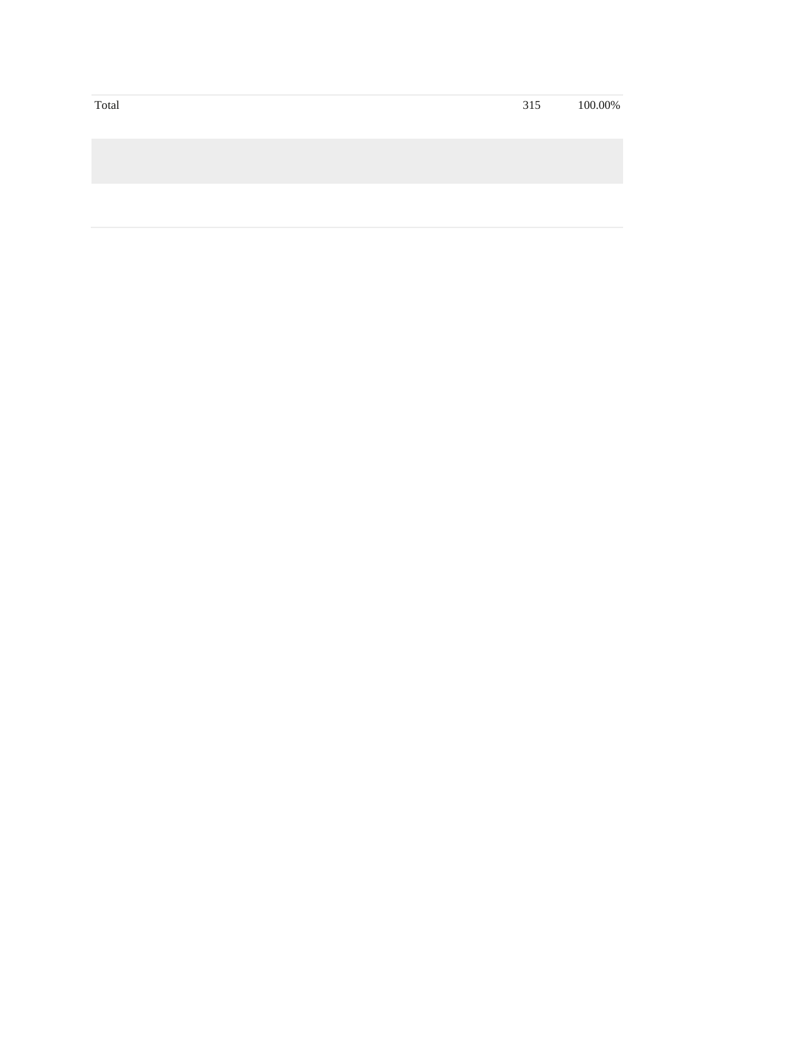| | | |
|---|---|---|
| Total | 315 | 100.00% |